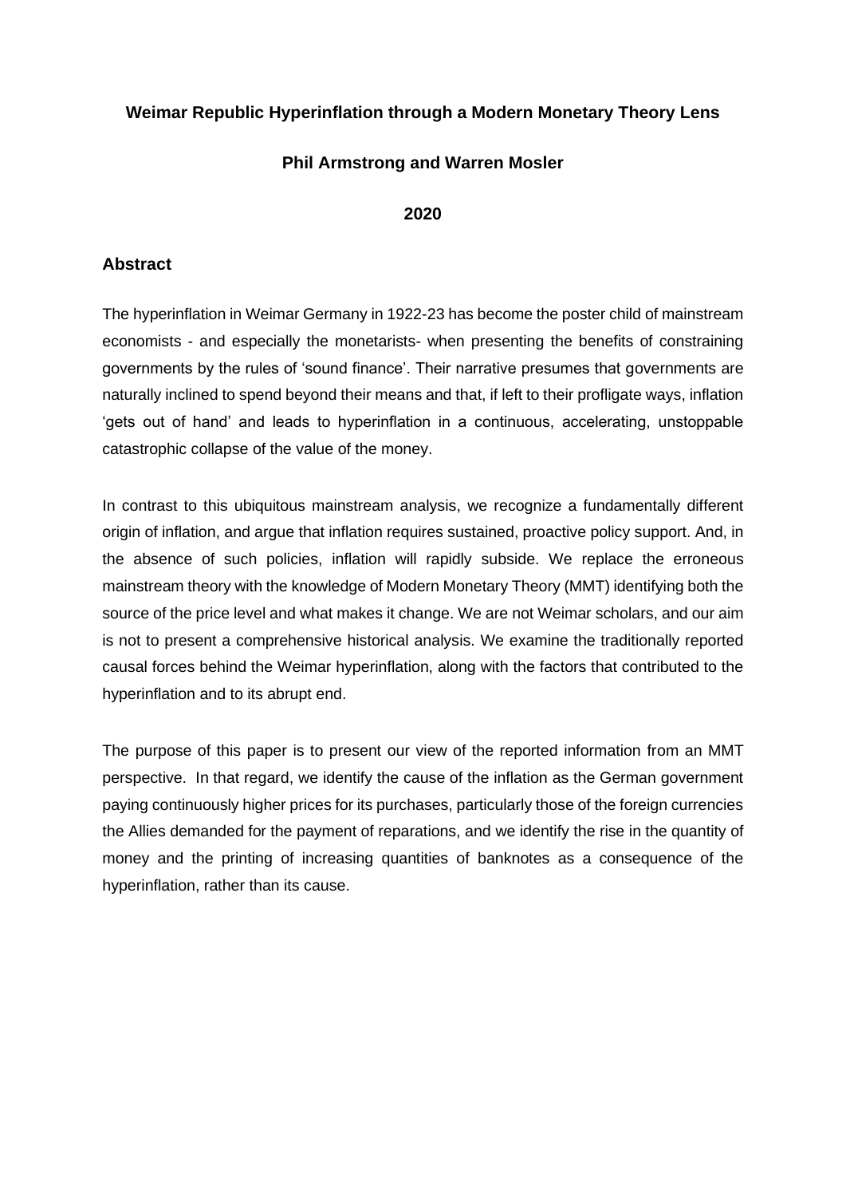# Weimar Republic Hyperinflation through a Modern Monetary Theory Lens

**Phil Armstrong and Warren Mosler**

**2020**

## Abstract

The hyperinflation in Weimar Germany in 1922-23 has become the poster child of mainstream economists - and especially the monetarists- when presenting the benefits of constraining governments by the rules of 'sound finance'. Their narrative presumes that governments are naturally inclined to spend beyond their means and that, if left to their profligate ways, inflation 'gets out of hand' and leads to hyperinflation in a continuous, accelerating, unstoppable catastrophic collapse of the value of the money.

In contrast to this ubiquitous mainstream analysis, we recognize a fundamentally different origin of inflation, and argue that inflation requires sustained, proactive policy support. And, in the absence of such policies, inflation will rapidly subside. We replace the erroneous mainstream theory with the knowledge of Modern Monetary Theory (MMT) identifying both the source of the price level and what makes it change. We are not Weimar scholars, and our aim is not to present a comprehensive historical analysis. We examine the traditionally reported causal forces behind the Weimar hyperinflation, along with the factors that contributed to the hyperinflation and to its abrupt end.

The purpose of this paper is to present our view of the reported information from an MMT perspective. In that regard, we identify the cause of the inflation as the German government paying continuously higher prices for its purchases, particularly those of the foreign currencies the Allies demanded for the payment of reparations, and we identify the rise in the quantity of money and the printing of increasing quantities of banknotes as a consequence of the hyperinflation, rather than its cause.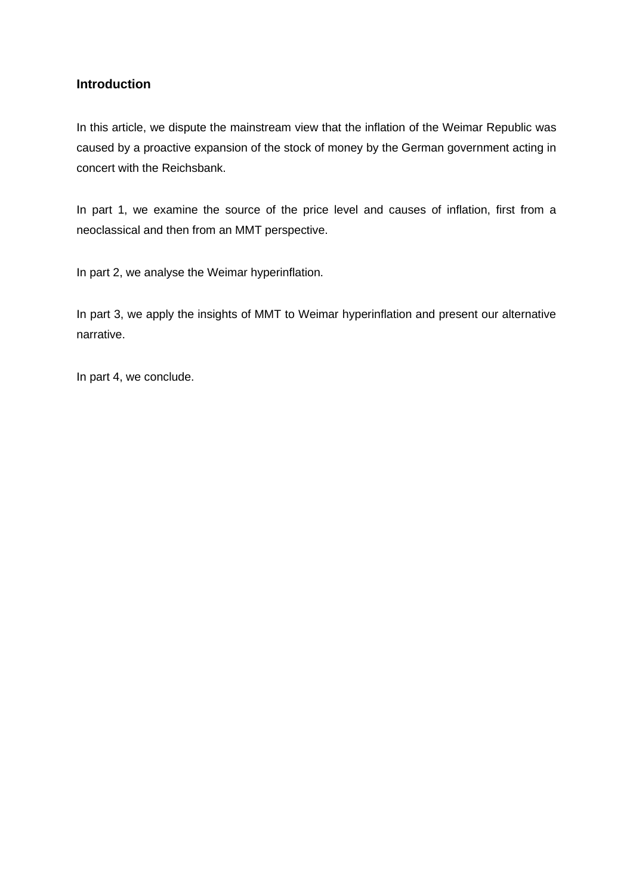## Introduction

In this article, we dispute the mainstream view that the inflation of the Weimar Republic was caused by a proactive expansion of the stock of money by the German government acting in concert with the Reichsbank.

In part 1, we examine the source of the price level and causes of inflation, first from a neoclassical and then from an MMT perspective.

In part 2, we analyse the Weimar hyperinflation.

In part 3, we apply the insights of MMT to Weimar hyperinflation and present our alternative narrative.

In part 4, we conclude.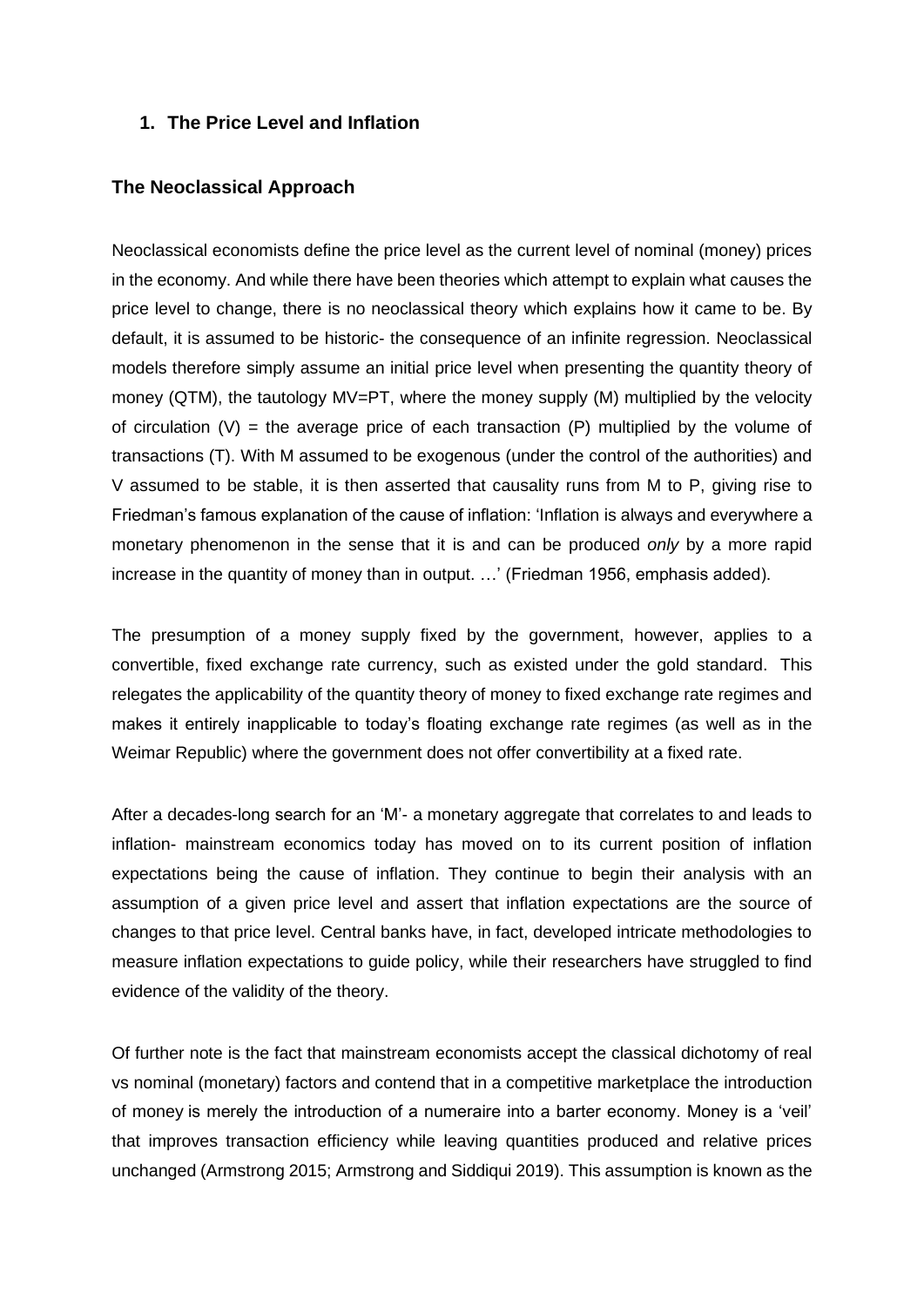## 1. The Price Level and Inflation

### The Neoclassical Approach

Neoclassical economists define the price level as the current level of nominal (money) prices in the economy. And while there have been theories which attempt to explain what causes the price level to change, there is no neoclassical theory which explains how it came to be. By default, it is assumed to be historic- the consequence of an infinite regression. Neoclassical models therefore simply assume an initial price level when presenting the quantity theory of money (QTM), the tautology $MV=PT$, where the money supply (M) multiplied by the velocity of circulation (V) = the average price of each transaction (P) multiplied by the volume of transactions (T). With M assumed to be exogenous (under the control of the authorities) and V assumed to be stable, it is then asserted that causality runs from M to P, giving rise to Friedman's famous explanation of the cause of inflation: 'Inflation is always and everywhere a monetary phenomenon in the sense that it is and can be produced *only* by a more rapid increase in the quantity of money than in output. …' (Friedman 1956, emphasis added).

The presumption of a money supply fixed by the government, however, applies to a convertible, fixed exchange rate currency, such as existed under the gold standard. This relegates the applicability of the quantity theory of money to fixed exchange rate regimes and makes it entirely inapplicable to today's floating exchange rate regimes (as well as in the Weimar Republic) where the government does not offer convertibility at a fixed rate.

After a decades-long search for an 'M'- a monetary aggregate that correlates to and leads to inflation- mainstream economics today has moved on to its current position of inflation expectations being the cause of inflation. They continue to begin their analysis with an assumption of a given price level and assert that inflation expectations are the source of changes to that price level. Central banks have, in fact, developed intricate methodologies to measure inflation expectations to guide policy, while their researchers have struggled to find evidence of the validity of the theory.

Of further note is the fact that mainstream economists accept the classical dichotomy of real vs nominal (monetary) factors and contend that in a competitive marketplace the introduction of money is merely the introduction of a numeraire into a barter economy. Money is a 'veil' that improves transaction efficiency while leaving quantities produced and relative prices unchanged (Armstrong 2015; Armstrong and Siddiqui 2019). This assumption is known as the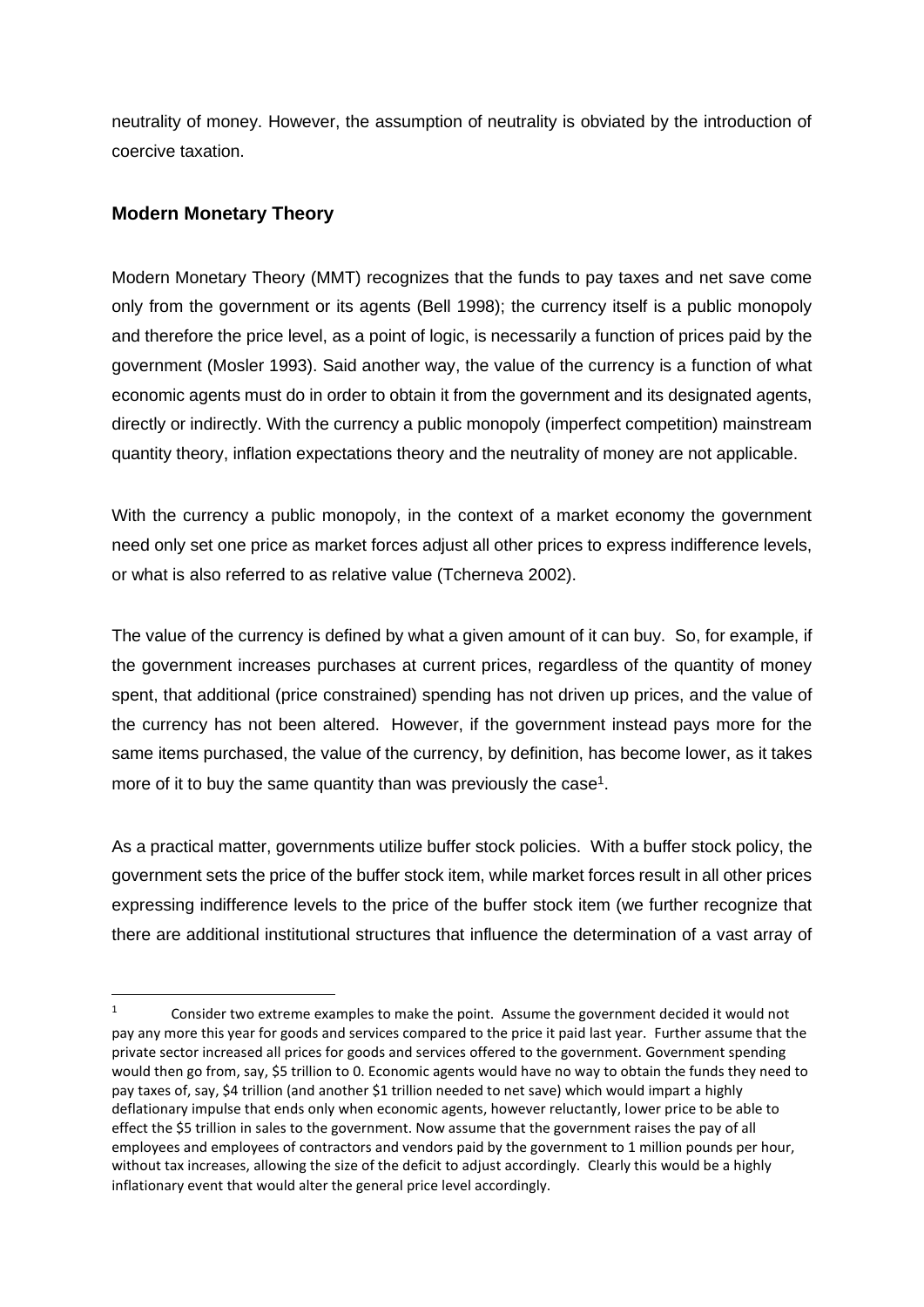neutrality of money. However, the assumption of neutrality is obviated by the introduction of coercive taxation.

## Modern Monetary Theory

Modern Monetary Theory (MMT) recognizes that the funds to pay taxes and net save come only from the government or its agents (Bell 1998); the currency itself is a public monopoly and therefore the price level, as a point of logic, is necessarily a function of prices paid by the government (Mosler 1993). Said another way, the value of the currency is a function of what economic agents must do in order to obtain it from the government and its designated agents, directly or indirectly. With the currency a public monopoly (imperfect competition) mainstream quantity theory, inflation expectations theory and the neutrality of money are not applicable.

With the currency a public monopoly, in the context of a market economy the government need only set one price as market forces adjust all other prices to express indifference levels, or what is also referred to as relative value (Tcherneva 2002).

The value of the currency is defined by what a given amount of it can buy. So, for example, if the government increases purchases at current prices, regardless of the quantity of money spent, that additional (price constrained) spending has not driven up prices, and the value of the currency has not been altered. However, if the government instead pays more for the same items purchased, the value of the currency, by definition, has become lower, as it takes more of it to buy the same quantity than was previously the case[1].

As a practical matter, governments utilize buffer stock policies. With a buffer stock policy, the government sets the price of the buffer stock item, while market forces result in all other prices expressing indifference levels to the price of the buffer stock item (we further recognize that there are additional institutional structures that influence the determination of a vast array of

---

[1] Consider two extreme examples to make the point. Assume the government decided it would not pay any more this year for goods and services compared to the price it paid last year. Further assume that the private sector increased all prices for goods and services offered to the government. Government spending would then go from, say, $5 trillion to 0. Economic agents would have no way to obtain the funds they need to pay taxes of, say, $4 trillion (and another $1 trillion needed to net save) which would impart a highly deflationary impulse that ends only when economic agents, however reluctantly, lower price to be able to effect the $5 trillion in sales to the government. Now assume that the government raises the pay of all employees and employees of contractors and vendors paid by the government to 1 million pounds per hour, without tax increases, allowing the size of the deficit to adjust accordingly. Clearly this would be a highly inflationary event that would alter the general price level accordingly.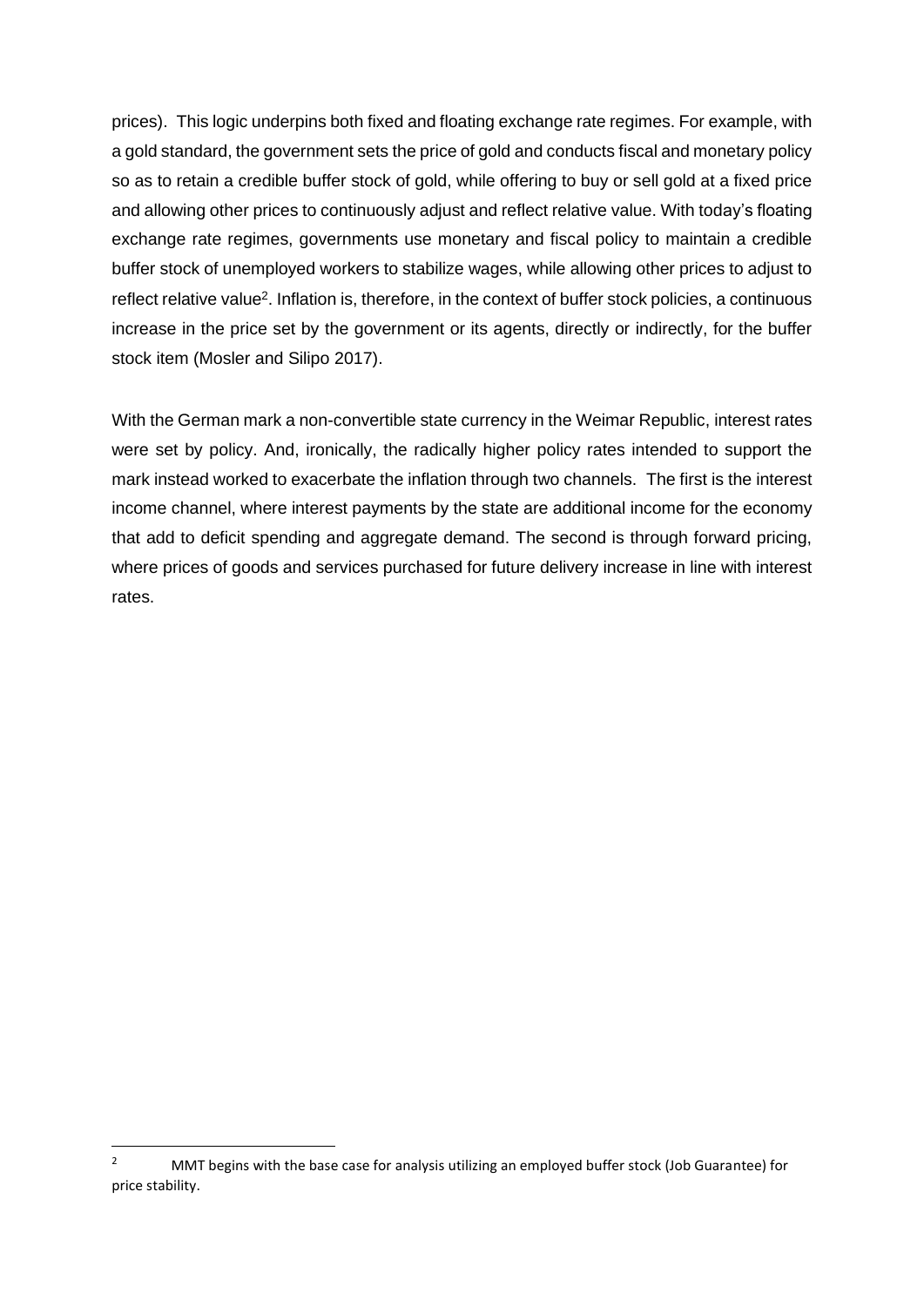prices). This logic underpins both fixed and floating exchange rate regimes. For example, with a gold standard, the government sets the price of gold and conducts fiscal and monetary policy so as to retain a credible buffer stock of gold, while offering to buy or sell gold at a fixed price and allowing other prices to continuously adjust and reflect relative value. With today's floating exchange rate regimes, governments use monetary and fiscal policy to maintain a credible buffer stock of unemployed workers to stabilize wages, while allowing other prices to adjust to reflect relative value[2]. Inflation is, therefore, in the context of buffer stock policies, a continuous increase in the price set by the government or its agents, directly or indirectly, for the buffer stock item (Mosler and Silipo 2017).

With the German mark a non-convertible state currency in the Weimar Republic, interest rates were set by policy. And, ironically, the radically higher policy rates intended to support the mark instead worked to exacerbate the inflation through two channels. The first is the interest income channel, where interest payments by the state are additional income for the economy that add to deficit spending and aggregate demand. The second is through forward pricing, where prices of goods and services purchased for future delivery increase in line with interest rates.

---

[2] MMT begins with the base case for analysis utilizing an employed buffer stock (Job Guarantee) for price stability.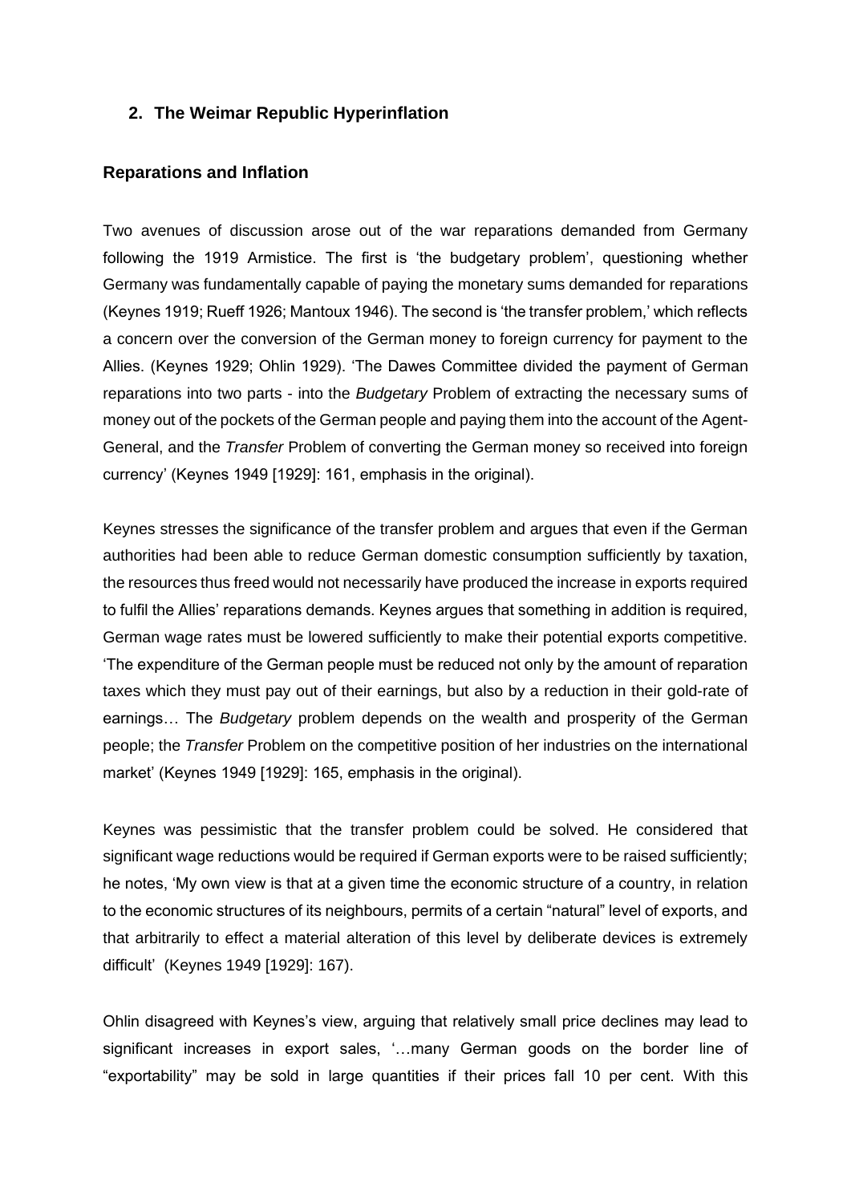## 2. The Weimar Republic Hyperinflation

### Reparations and Inflation

Two avenues of discussion arose out of the war reparations demanded from Germany following the 1919 Armistice. The first is 'the budgetary problem', questioning whether Germany was fundamentally capable of paying the monetary sums demanded for reparations (Keynes 1919; Rueff 1926; Mantoux 1946). The second is 'the transfer problem,' which reflects a concern over the conversion of the German money to foreign currency for payment to the Allies. (Keynes 1929; Ohlin 1929). 'The Dawes Committee divided the payment of German reparations into two parts - into the *Budgetary* Problem of extracting the necessary sums of money out of the pockets of the German people and paying them into the account of the Agent-General, and the *Transfer* Problem of converting the German money so received into foreign currency' (Keynes 1949 [1929]: 161, emphasis in the original).

Keynes stresses the significance of the transfer problem and argues that even if the German authorities had been able to reduce German domestic consumption sufficiently by taxation, the resources thus freed would not necessarily have produced the increase in exports required to fulfil the Allies' reparations demands. Keynes argues that something in addition is required, German wage rates must be lowered sufficiently to make their potential exports competitive. 'The expenditure of the German people must be reduced not only by the amount of reparation taxes which they must pay out of their earnings, but also by a reduction in their gold-rate of earnings… The *Budgetary* problem depends on the wealth and prosperity of the German people; the *Transfer* Problem on the competitive position of her industries on the international market' (Keynes 1949 [1929]: 165, emphasis in the original).

Keynes was pessimistic that the transfer problem could be solved. He considered that significant wage reductions would be required if German exports were to be raised sufficiently; he notes, 'My own view is that at a given time the economic structure of a country, in relation to the economic structures of its neighbours, permits of a certain "natural" level of exports, and that arbitrarily to effect a material alteration of this level by deliberate devices is extremely difficult' (Keynes 1949 [1929]: 167).

Ohlin disagreed with Keynes's view, arguing that relatively small price declines may lead to significant increases in export sales, '…many German goods on the border line of "exportability" may be sold in large quantities if their prices fall 10 per cent. With this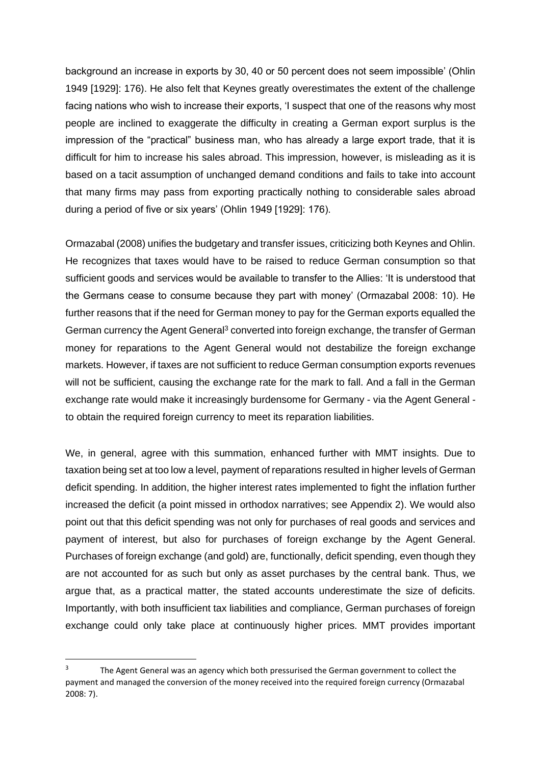background an increase in exports by 30, 40 or 50 percent does not seem impossible' (Ohlin 1949 [1929]: 176). He also felt that Keynes greatly overestimates the extent of the challenge facing nations who wish to increase their exports, 'I suspect that one of the reasons why most people are inclined to exaggerate the difficulty in creating a German export surplus is the impression of the "practical" business man, who has already a large export trade, that it is difficult for him to increase his sales abroad. This impression, however, is misleading as it is based on a tacit assumption of unchanged demand conditions and fails to take into account that many firms may pass from exporting practically nothing to considerable sales abroad during a period of five or six years' (Ohlin 1949 [1929]: 176).

Ormazabal (2008) unifies the budgetary and transfer issues, criticizing both Keynes and Ohlin. He recognizes that taxes would have to be raised to reduce German consumption so that sufficient goods and services would be available to transfer to the Allies: 'It is understood that the Germans cease to consume because they part with money' (Ormazabal 2008: 10). He further reasons that if the need for German money to pay for the German exports equalled the German currency the Agent General[3] converted into foreign exchange, the transfer of German money for reparations to the Agent General would not destabilize the foreign exchange markets. However, if taxes are not sufficient to reduce German consumption exports revenues will not be sufficient, causing the exchange rate for the mark to fall. And a fall in the German exchange rate would make it increasingly burdensome for Germany - via the Agent General - to obtain the required foreign currency to meet its reparation liabilities.

We, in general, agree with this summation, enhanced further with MMT insights. Due to taxation being set at too low a level, payment of reparations resulted in higher levels of German deficit spending. In addition, the higher interest rates implemented to fight the inflation further increased the deficit (a point missed in orthodox narratives; see Appendix 2). We would also point out that this deficit spending was not only for purchases of real goods and services and payment of interest, but also for purchases of foreign exchange by the Agent General. Purchases of foreign exchange (and gold) are, functionally, deficit spending, even though they are not accounted for as such but only as asset purchases by the central bank. Thus, we argue that, as a practical matter, the stated accounts underestimate the size of deficits. Importantly, with both insufficient tax liabilities and compliance, German purchases of foreign exchange could only take place at continuously higher prices. MMT provides important

[3] The Agent General was an agency which both pressurised the German government to collect the payment and managed the conversion of the money received into the required foreign currency (Ormazabal 2008: 7).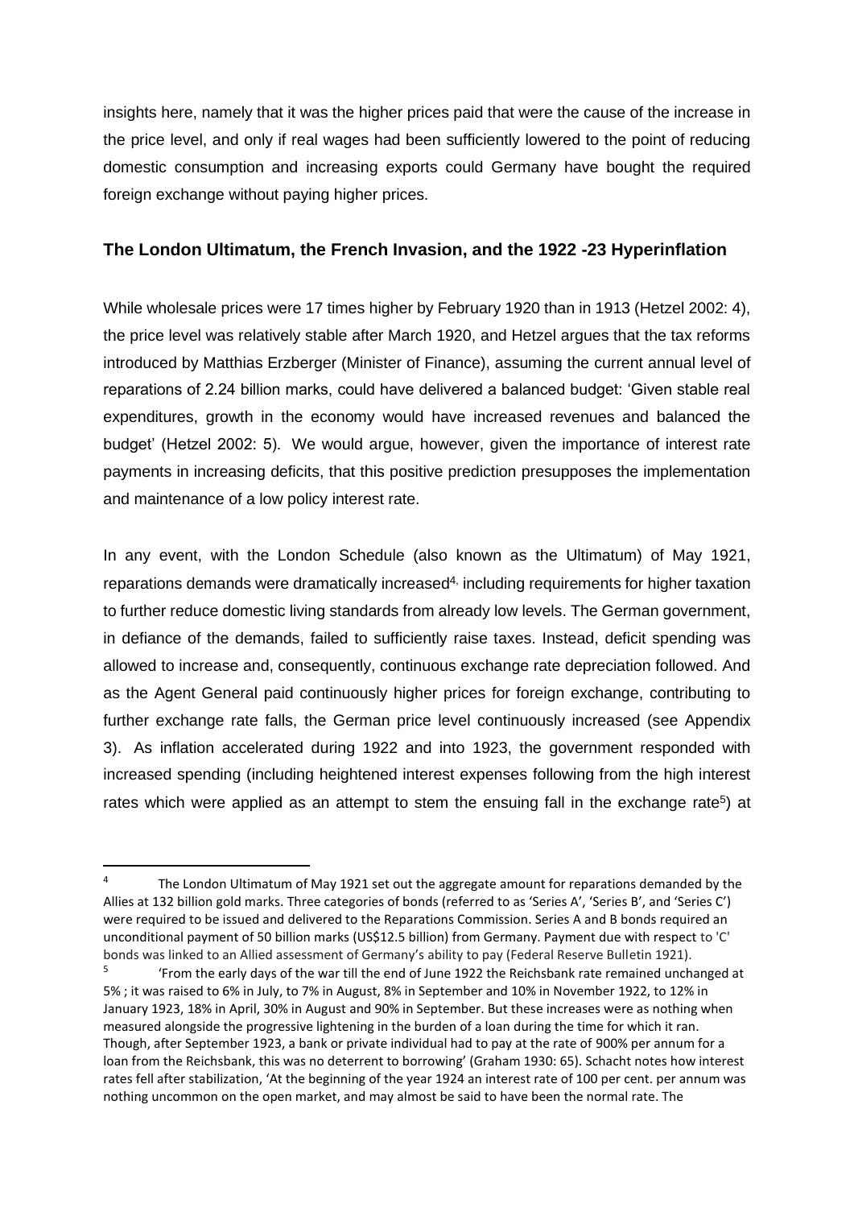insights here, namely that it was the higher prices paid that were the cause of the increase in the price level, and only if real wages had been sufficiently lowered to the point of reducing domestic consumption and increasing exports could Germany have bought the required foreign exchange without paying higher prices.

## The London Ultimatum, the French Invasion, and the 1922 -23 Hyperinflation

While wholesale prices were 17 times higher by February 1920 than in 1913 (Hetzel 2002: 4), the price level was relatively stable after March 1920, and Hetzel argues that the tax reforms introduced by Matthias Erzberger (Minister of Finance), assuming the current annual level of reparations of 2.24 billion marks, could have delivered a balanced budget: 'Given stable real expenditures, growth in the economy would have increased revenues and balanced the budget' (Hetzel 2002: 5). We would argue, however, given the importance of interest rate payments in increasing deficits, that this positive prediction presupposes the implementation and maintenance of a low policy interest rate.

In any event, with the London Schedule (also known as the Ultimatum) of May 1921, reparations demands were dramatically increased[4], including requirements for higher taxation to further reduce domestic living standards from already low levels. The German government, in defiance of the demands, failed to sufficiently raise taxes. Instead, deficit spending was allowed to increase and, consequently, continuous exchange rate depreciation followed. And as the Agent General paid continuously higher prices for foreign exchange, contributing to further exchange rate falls, the German price level continuously increased (see Appendix 3). As inflation accelerated during 1922 and into 1923, the government responded with increased spending (including heightened interest expenses following from the high interest rates which were applied as an attempt to stem the ensuing fall in the exchange rate[5]) at

[4] The London Ultimatum of May 1921 set out the aggregate amount for reparations demanded by the Allies at 132 billion gold marks. Three categories of bonds (referred to as 'Series A', 'Series B', and 'Series C') were required to be issued and delivered to the Reparations Commission. Series A and B bonds required an unconditional payment of 50 billion marks (US$12.5 billion) from Germany. Payment due with respect to 'C' bonds was linked to an Allied assessment of Germany's ability to pay (Federal Reserve Bulletin 1921).

[5] 'From the early days of the war till the end of June 1922 the Reichsbank rate remained unchanged at 5% ; it was raised to 6% in July, to 7% in August, 8% in September and 10% in November 1922, to 12% in January 1923, 18% in April, 30% in August and 90% in September. But these increases were as nothing when measured alongside the progressive lightening in the burden of a loan during the time for which it ran. Though, after September 1923, a bank or private individual had to pay at the rate of 900% per annum for a loan from the Reichsbank, this was no deterrent to borrowing' (Graham 1930: 65). Schacht notes how interest rates fell after stabilization, 'At the beginning of the year 1924 an interest rate of 100 per cent. per annum was nothing uncommon on the open market, and may almost be said to have been the normal rate. The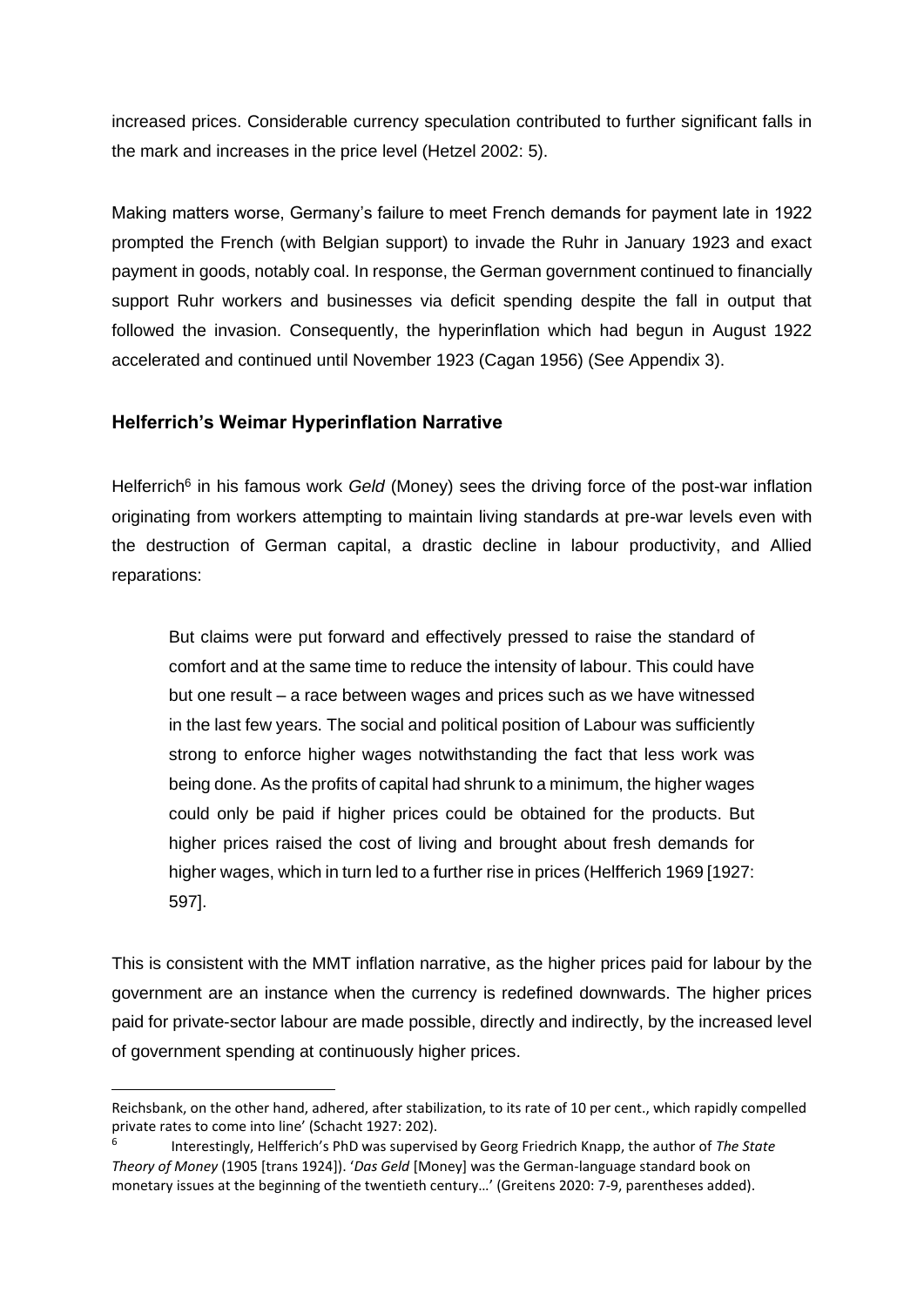increased prices. Considerable currency speculation contributed to further significant falls in the mark and increases in the price level (Hetzel 2002: 5).

Making matters worse, Germany's failure to meet French demands for payment late in 1922 prompted the French (with Belgian support) to invade the Ruhr in January 1923 and exact payment in goods, notably coal. In response, the German government continued to financially support Ruhr workers and businesses via deficit spending despite the fall in output that followed the invasion. Consequently, the hyperinflation which had begun in August 1922 accelerated and continued until November 1923 (Cagan 1956) (See Appendix 3).

### Helferrich's Weimar Hyperinflation Narrative

Helferrich[6] in his famous work *Geld* (Money) sees the driving force of the post-war inflation originating from workers attempting to maintain living standards at pre-war levels even with the destruction of German capital, a drastic decline in labour productivity, and Allied reparations:

> But claims were put forward and effectively pressed to raise the standard of comfort and at the same time to reduce the intensity of labour. This could have but one result – a race between wages and prices such as we have witnessed in the last few years. The social and political position of Labour was sufficiently strong to enforce higher wages notwithstanding the fact that less work was being done. As the profits of capital had shrunk to a minimum, the higher wages could only be paid if higher prices could be obtained for the products. But higher prices raised the cost of living and brought about fresh demands for higher wages, which in turn led to a further rise in prices (Helfferich 1969 [1927: 597].

This is consistent with the MMT inflation narrative, as the higher prices paid for labour by the government are an instance when the currency is redefined downwards. The higher prices paid for private-sector labour are made possible, directly and indirectly, by the increased level of government spending at continuously higher prices.

---

Reichsbank, on the other hand, adhered, after stabilization, to its rate of 10 per cent., which rapidly compelled private rates to come into line' (Schacht 1927: 202).

[6] Interestingly, Helfferich's PhD was supervised by Georg Friedrich Knapp, the author of *The State Theory of Money* (1905 [trans 1924]). '*Das Geld* [Money] was the German-language standard book on monetary issues at the beginning of the twentieth century…' (Greitens 2020: 7-9, parentheses added).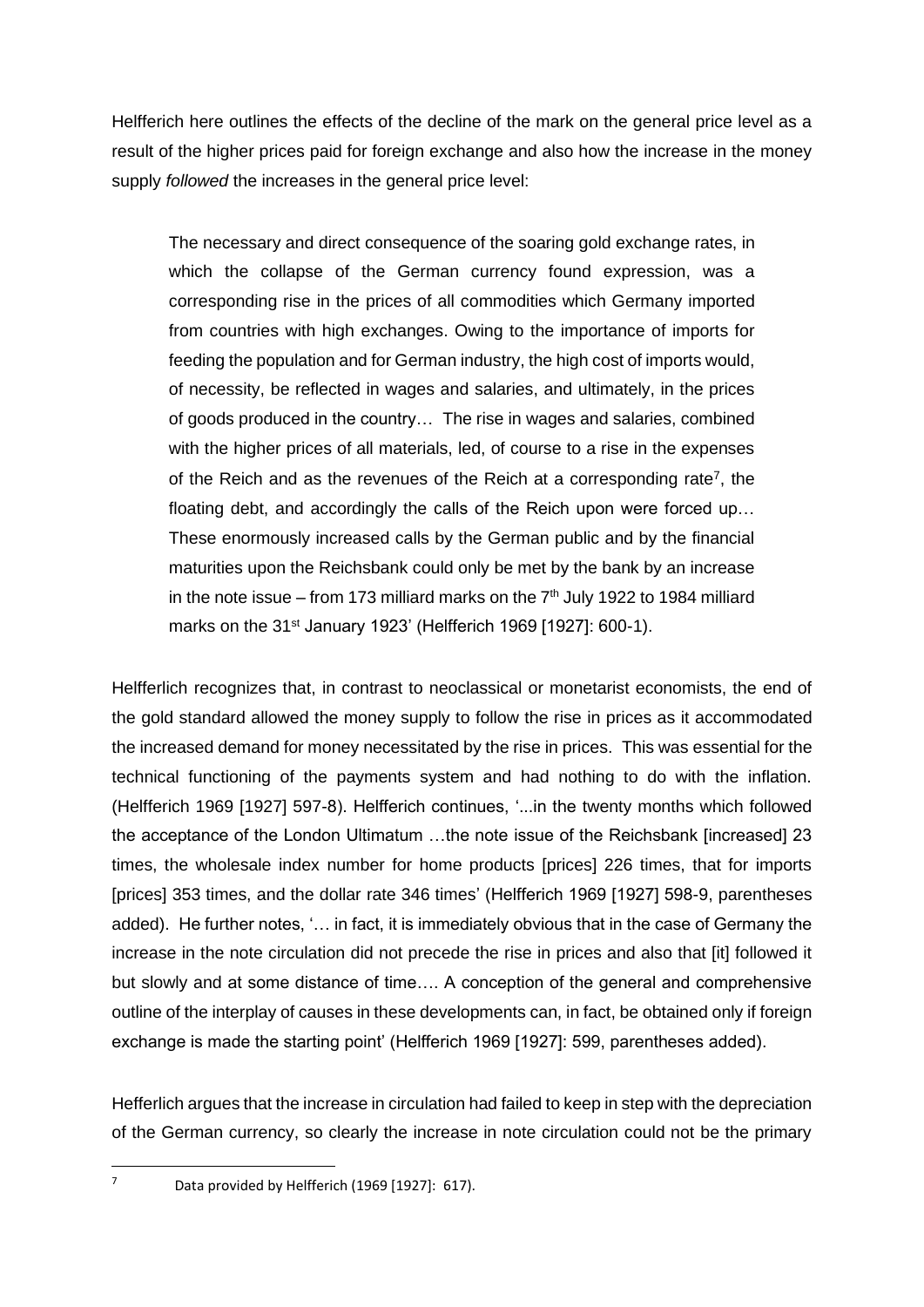Helfferich here outlines the effects of the decline of the mark on the general price level as a result of the higher prices paid for foreign exchange and also how the increase in the money supply *followed* the increases in the general price level:

> The necessary and direct consequence of the soaring gold exchange rates, in which the collapse of the German currency found expression, was a corresponding rise in the prices of all commodities which Germany imported from countries with high exchanges. Owing to the importance of imports for feeding the population and for German industry, the high cost of imports would, of necessity, be reflected in wages and salaries, and ultimately, in the prices of goods produced in the country… The rise in wages and salaries, combined with the higher prices of all materials, led, of course to a rise in the expenses of the Reich and as the revenues of the Reich at a corresponding rate[7], the floating debt, and accordingly the calls of the Reich upon were forced up… These enormously increased calls by the German public and by the financial maturities upon the Reichsbank could only be met by the bank by an increase in the note issue – from 173 milliard marks on the 7th July 1922 to 1984 milliard marks on the 31st January 1923' (Helfferich 1969 [1927]: 600-1).

Helfferlich recognizes that, in contrast to neoclassical or monetarist economists, the end of the gold standard allowed the money supply to follow the rise in prices as it accommodated the increased demand for money necessitated by the rise in prices. This was essential for the technical functioning of the payments system and had nothing to do with the inflation. (Helfferich 1969 [1927] 597-8). Helfferich continues, '...in the twenty months which followed the acceptance of the London Ultimatum …the note issue of the Reichsbank [increased] 23 times, the wholesale index number for home products [prices] 226 times, that for imports [prices] 353 times, and the dollar rate 346 times' (Helfferich 1969 [1927] 598-9, parentheses added). He further notes, '… in fact, it is immediately obvious that in the case of Germany the increase in the note circulation did not precede the rise in prices and also that [it] followed it but slowly and at some distance of time…. A conception of the general and comprehensive outline of the interplay of causes in these developments can, in fact, be obtained only if foreign exchange is made the starting point' (Helfferich 1969 [1927]: 599, parentheses added).

Hefferlich argues that the increase in circulation had failed to keep in step with the depreciation of the German currency, so clearly the increase in note circulation could not be the primary

[7] Data provided by Helfferich (1969 [1927]: 617).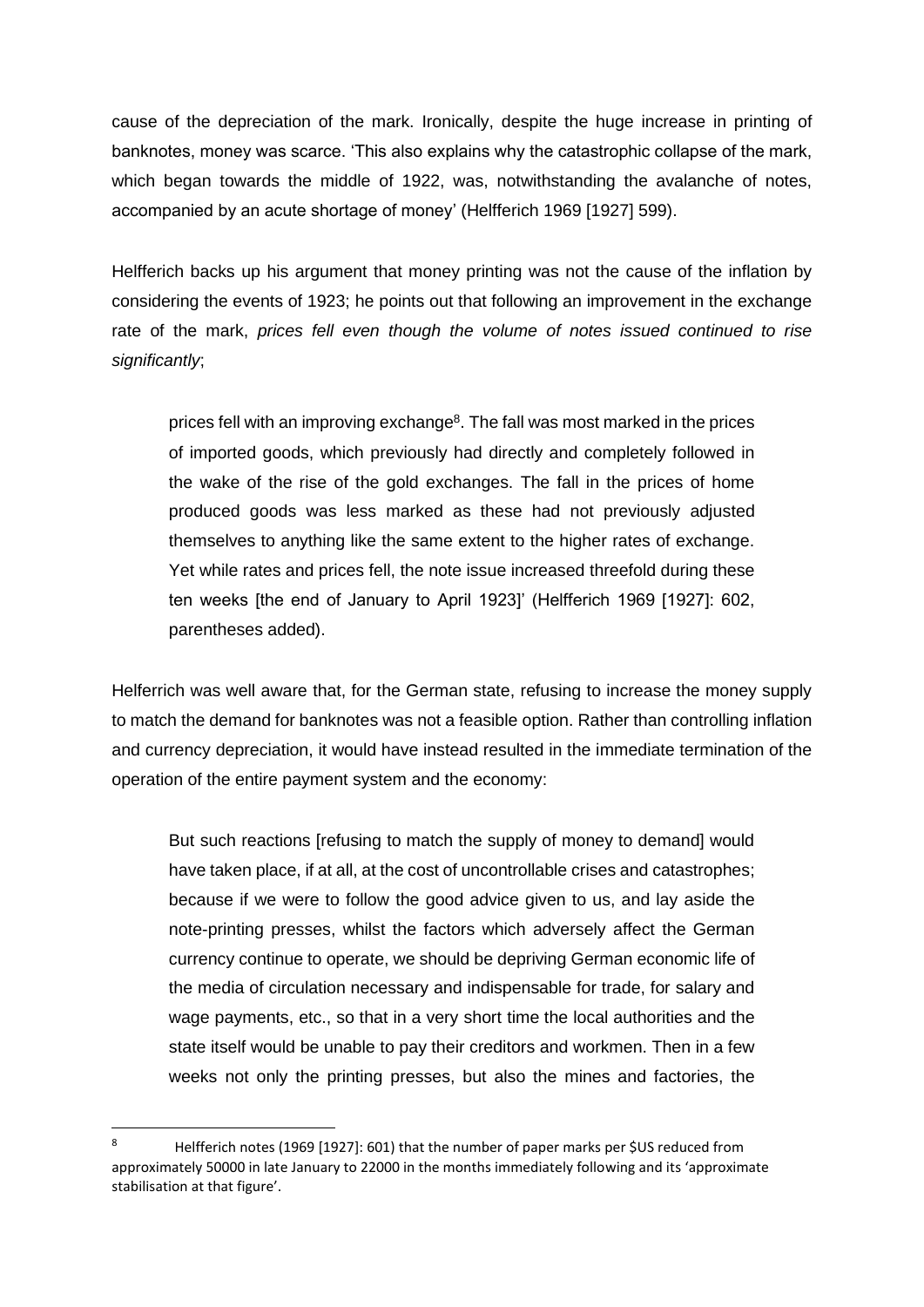cause of the depreciation of the mark. Ironically, despite the huge increase in printing of banknotes, money was scarce. 'This also explains why the catastrophic collapse of the mark, which began towards the middle of 1922, was, notwithstanding the avalanche of notes, accompanied by an acute shortage of money' (Helfferich 1969 [1927] 599).

Helfferich backs up his argument that money printing was not the cause of the inflation by considering the events of 1923; he points out that following an improvement in the exchange rate of the mark, *prices fell even though the volume of notes issued continued to rise significantly*;

> prices fell with an improving exchange[8]. The fall was most marked in the prices of imported goods, which previously had directly and completely followed in the wake of the rise of the gold exchanges. The fall in the prices of home produced goods was less marked as these had not previously adjusted themselves to anything like the same extent to the higher rates of exchange. Yet while rates and prices fell, the note issue increased threefold during these ten weeks [the end of January to April 1923]' (Helfferich 1969 [1927]: 602, parentheses added).

Helferrich was well aware that, for the German state, refusing to increase the money supply to match the demand for banknotes was not a feasible option. Rather than controlling inflation and currency depreciation, it would have instead resulted in the immediate termination of the operation of the entire payment system and the economy:

> But such reactions [refusing to match the supply of money to demand] would have taken place, if at all, at the cost of uncontrollable crises and catastrophes; because if we were to follow the good advice given to us, and lay aside the note-printing presses, whilst the factors which adversely affect the German currency continue to operate, we should be depriving German economic life of the media of circulation necessary and indispensable for trade, for salary and wage payments, etc., so that in a very short time the local authorities and the state itself would be unable to pay their creditors and workmen. Then in a few weeks not only the printing presses, but also the mines and factories, the

[8] Helfferich notes (1969 [1927]: 601) that the number of paper marks per $US reduced from approximately 50000 in late January to 22000 in the months immediately following and its 'approximate stabilisation at that figure'.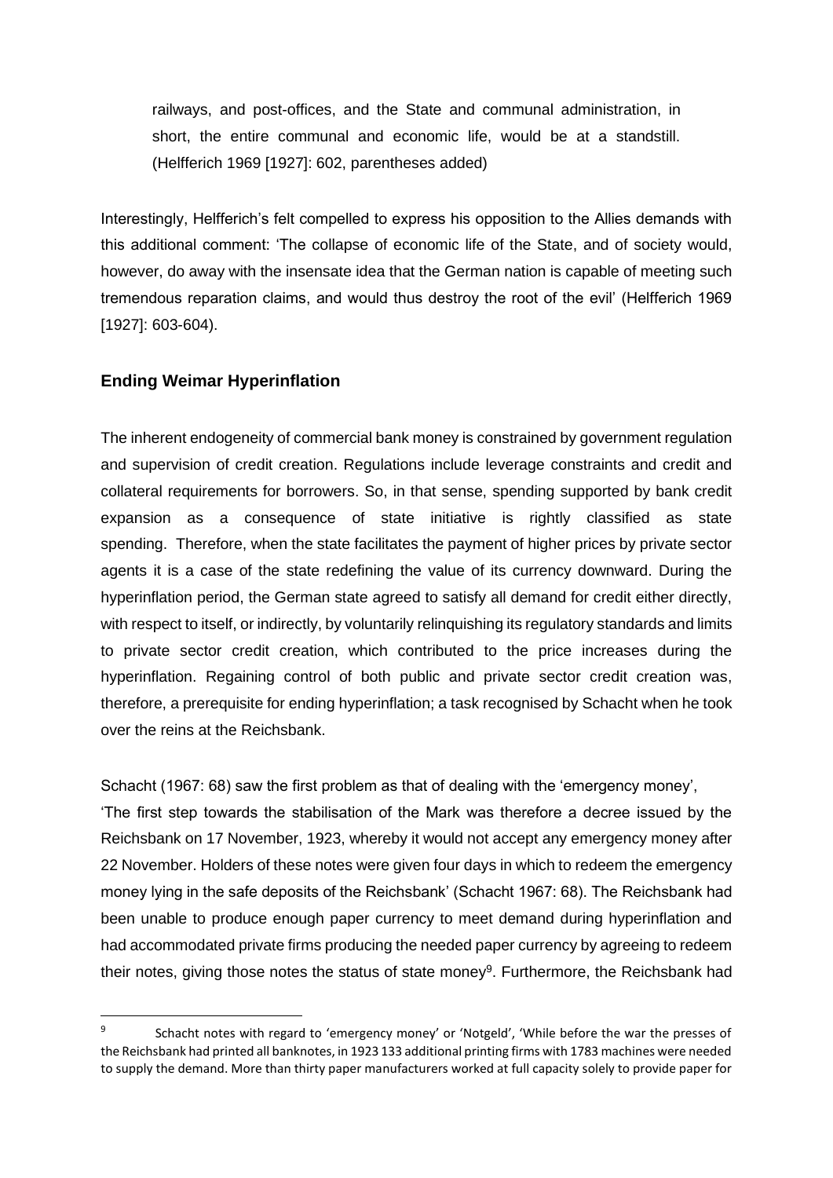> railways, and post-offices, and the State and communal administration, in short, the entire communal and economic life, would be at a standstill. (Helfferich 1969 [1927]: 602, parentheses added)

Interestingly, Helfferich's felt compelled to express his opposition to the Allies demands with this additional comment: 'The collapse of economic life of the State, and of society would, however, do away with the insensate idea that the German nation is capable of meeting such tremendous reparation claims, and would thus destroy the root of the evil' (Helfferich 1969 [1927]: 603-604).

## Ending Weimar Hyperinflation

The inherent endogeneity of commercial bank money is constrained by government regulation and supervision of credit creation. Regulations include leverage constraints and credit and collateral requirements for borrowers. So, in that sense, spending supported by bank credit expansion as a consequence of state initiative is rightly classified as state spending. Therefore, when the state facilitates the payment of higher prices by private sector agents it is a case of the state redefining the value of its currency downward. During the hyperinflation period, the German state agreed to satisfy all demand for credit either directly, with respect to itself, or indirectly, by voluntarily relinquishing its regulatory standards and limits to private sector credit creation, which contributed to the price increases during the hyperinflation. Regaining control of both public and private sector credit creation was, therefore, a prerequisite for ending hyperinflation; a task recognised by Schacht when he took over the reins at the Reichsbank.

Schacht (1967: 68) saw the first problem as that of dealing with the 'emergency money', 'The first step towards the stabilisation of the Mark was therefore a decree issued by the Reichsbank on 17 November, 1923, whereby it would not accept any emergency money after 22 November. Holders of these notes were given four days in which to redeem the emergency money lying in the safe deposits of the Reichsbank' (Schacht 1967: 68). The Reichsbank had been unable to produce enough paper currency to meet demand during hyperinflation and had accommodated private firms producing the needed paper currency by agreeing to redeem their notes, giving those notes the status of state money[9]. Furthermore, the Reichsbank had

[9] Schacht notes with regard to 'emergency money' or 'Notgeld', 'While before the war the presses of the Reichsbank had printed all banknotes, in 1923 133 additional printing firms with 1783 machines were needed to supply the demand. More than thirty paper manufacturers worked at full capacity solely to provide paper for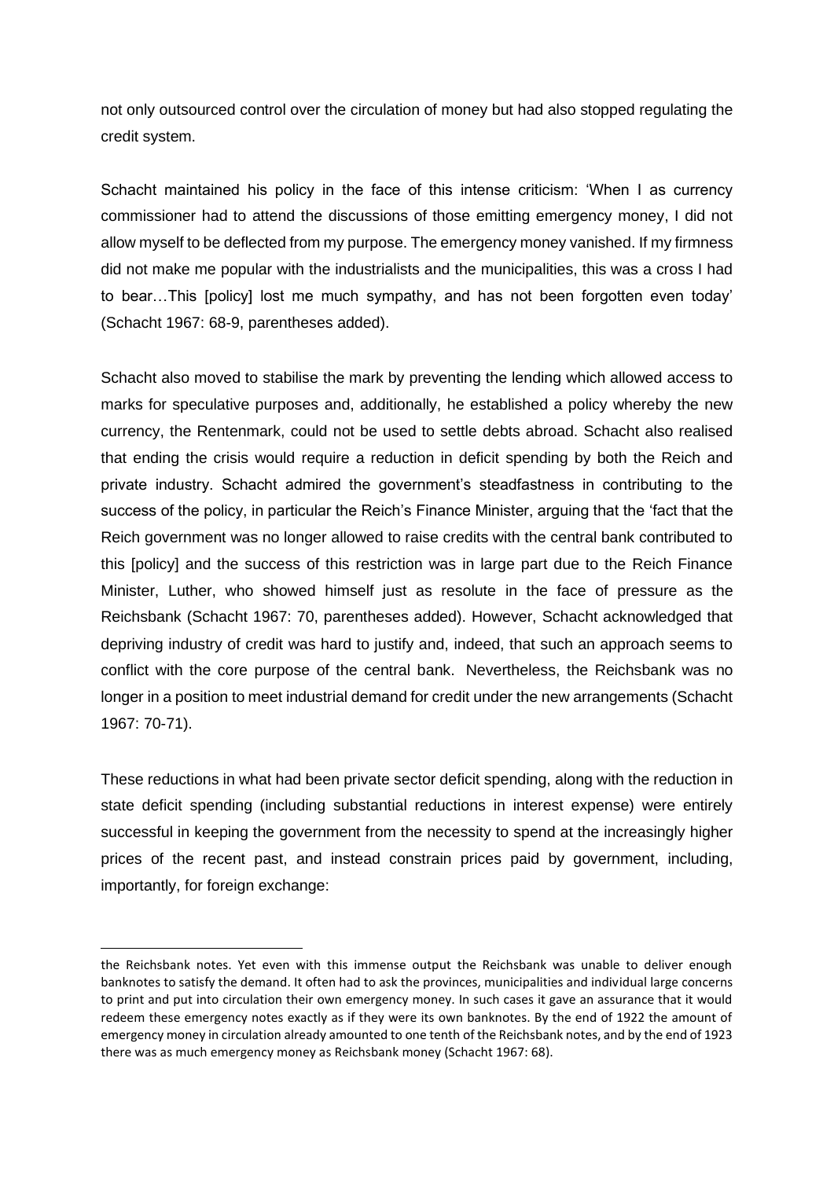not only outsourced control over the circulation of money but had also stopped regulating the credit system.

Schacht maintained his policy in the face of this intense criticism: 'When I as currency commissioner had to attend the discussions of those emitting emergency money, I did not allow myself to be deflected from my purpose. The emergency money vanished. If my firmness did not make me popular with the industrialists and the municipalities, this was a cross I had to bear…This [policy] lost me much sympathy, and has not been forgotten even today' (Schacht 1967: 68-9, parentheses added).

Schacht also moved to stabilise the mark by preventing the lending which allowed access to marks for speculative purposes and, additionally, he established a policy whereby the new currency, the Rentenmark, could not be used to settle debts abroad. Schacht also realised that ending the crisis would require a reduction in deficit spending by both the Reich and private industry. Schacht admired the government's steadfastness in contributing to the success of the policy, in particular the Reich's Finance Minister, arguing that the 'fact that the Reich government was no longer allowed to raise credits with the central bank contributed to this [policy] and the success of this restriction was in large part due to the Reich Finance Minister, Luther, who showed himself just as resolute in the face of pressure as the Reichsbank (Schacht 1967: 70, parentheses added). However, Schacht acknowledged that depriving industry of credit was hard to justify and, indeed, that such an approach seems to conflict with the core purpose of the central bank. Nevertheless, the Reichsbank was no longer in a position to meet industrial demand for credit under the new arrangements (Schacht 1967: 70-71).

These reductions in what had been private sector deficit spending, along with the reduction in state deficit spending (including substantial reductions in interest expense) were entirely successful in keeping the government from the necessity to spend at the increasingly higher prices of the recent past, and instead constrain prices paid by government, including, importantly, for foreign exchange:

---

the Reichsbank notes. Yet even with this immense output the Reichsbank was unable to deliver enough banknotes to satisfy the demand. It often had to ask the provinces, municipalities and individual large concerns to print and put into circulation their own emergency money. In such cases it gave an assurance that it would redeem these emergency notes exactly as if they were its own banknotes. By the end of 1922 the amount of emergency money in circulation already amounted to one tenth of the Reichsbank notes, and by the end of 1923 there was as much emergency money as Reichsbank money (Schacht 1967: 68).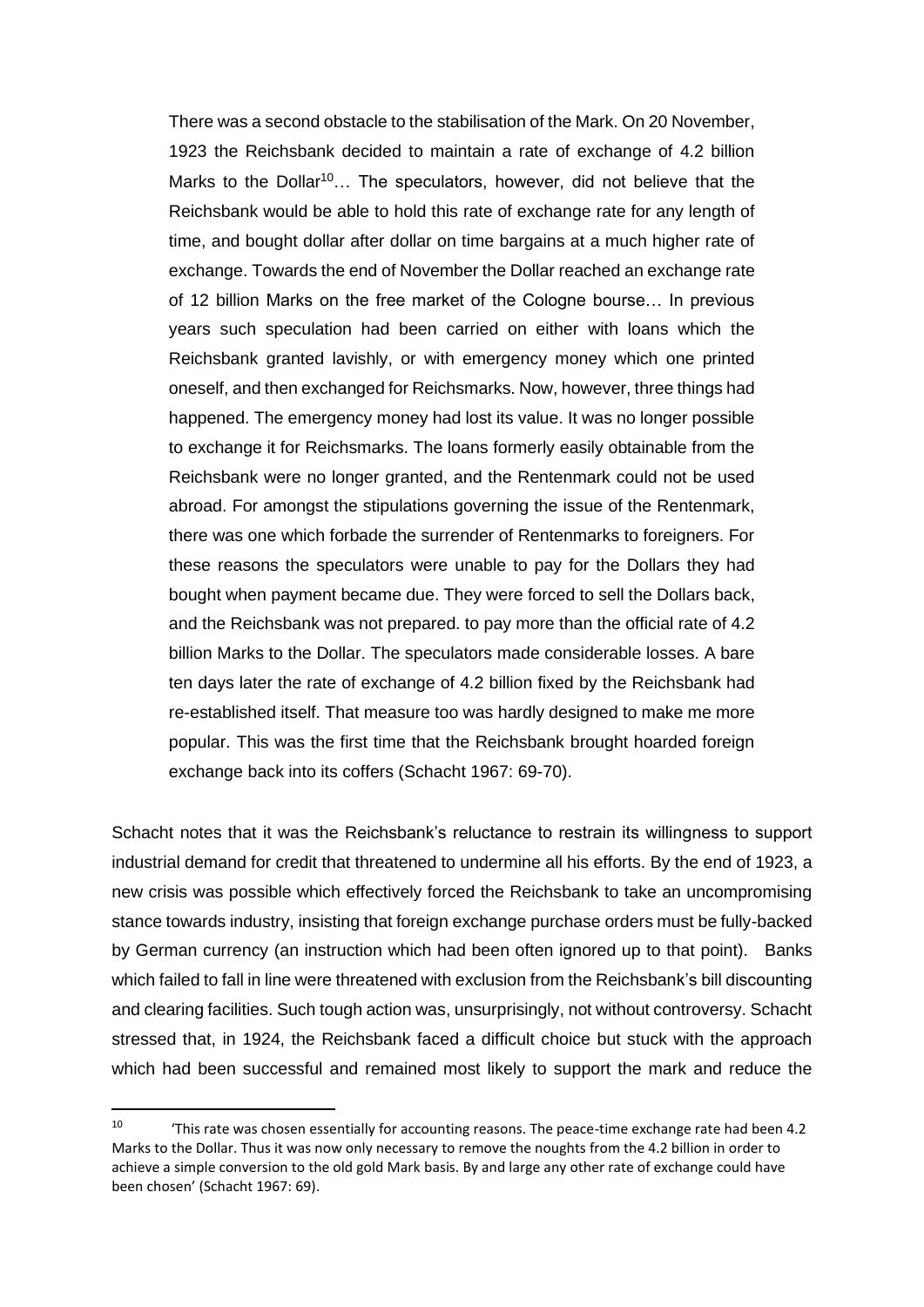> There was a second obstacle to the stabilisation of the Mark. On 20 November, 1923 the Reichsbank decided to maintain a rate of exchange of 4.2 billion Marks to the Dollar[10]… The speculators, however, did not believe that the Reichsbank would be able to hold this rate of exchange rate for any length of time, and bought dollar after dollar on time bargains at a much higher rate of exchange. Towards the end of November the Dollar reached an exchange rate of 12 billion Marks on the free market of the Cologne bourse… In previous years such speculation had been carried on either with loans which the Reichsbank granted lavishly, or with emergency money which one printed oneself, and then exchanged for Reichsmarks. Now, however, three things had happened. The emergency money had lost its value. It was no longer possible to exchange it for Reichsmarks. The loans formerly easily obtainable from the Reichsbank were no longer granted, and the Rentenmark could not be used abroad. For amongst the stipulations governing the issue of the Rentenmark, there was one which forbade the surrender of Rentenmarks to foreigners. For these reasons the speculators were unable to pay for the Dollars they had bought when payment became due. They were forced to sell the Dollars back, and the Reichsbank was not prepared. to pay more than the official rate of 4.2 billion Marks to the Dollar. The speculators made considerable losses. A bare ten days later the rate of exchange of 4.2 billion fixed by the Reichsbank had re-established itself. That measure too was hardly designed to make me more popular. This was the first time that the Reichsbank brought hoarded foreign exchange back into its coffers (Schacht 1967: 69-70).

Schacht notes that it was the Reichsbank's reluctance to restrain its willingness to support industrial demand for credit that threatened to undermine all his efforts. By the end of 1923, a new crisis was possible which effectively forced the Reichsbank to take an uncompromising stance towards industry, insisting that foreign exchange purchase orders must be fully-backed by German currency (an instruction which had been often ignored up to that point). Banks which failed to fall in line were threatened with exclusion from the Reichsbank's bill discounting and clearing facilities. Such tough action was, unsurprisingly, not without controversy. Schacht stressed that, in 1924, the Reichsbank faced a difficult choice but stuck with the approach which had been successful and remained most likely to support the mark and reduce the

---

[10] 'This rate was chosen essentially for accounting reasons. The peace-time exchange rate had been 4.2 Marks to the Dollar. Thus it was now only necessary to remove the noughts from the 4.2 billion in order to achieve a simple conversion to the old gold Mark basis. By and large any other rate of exchange could have been chosen' (Schacht 1967: 69).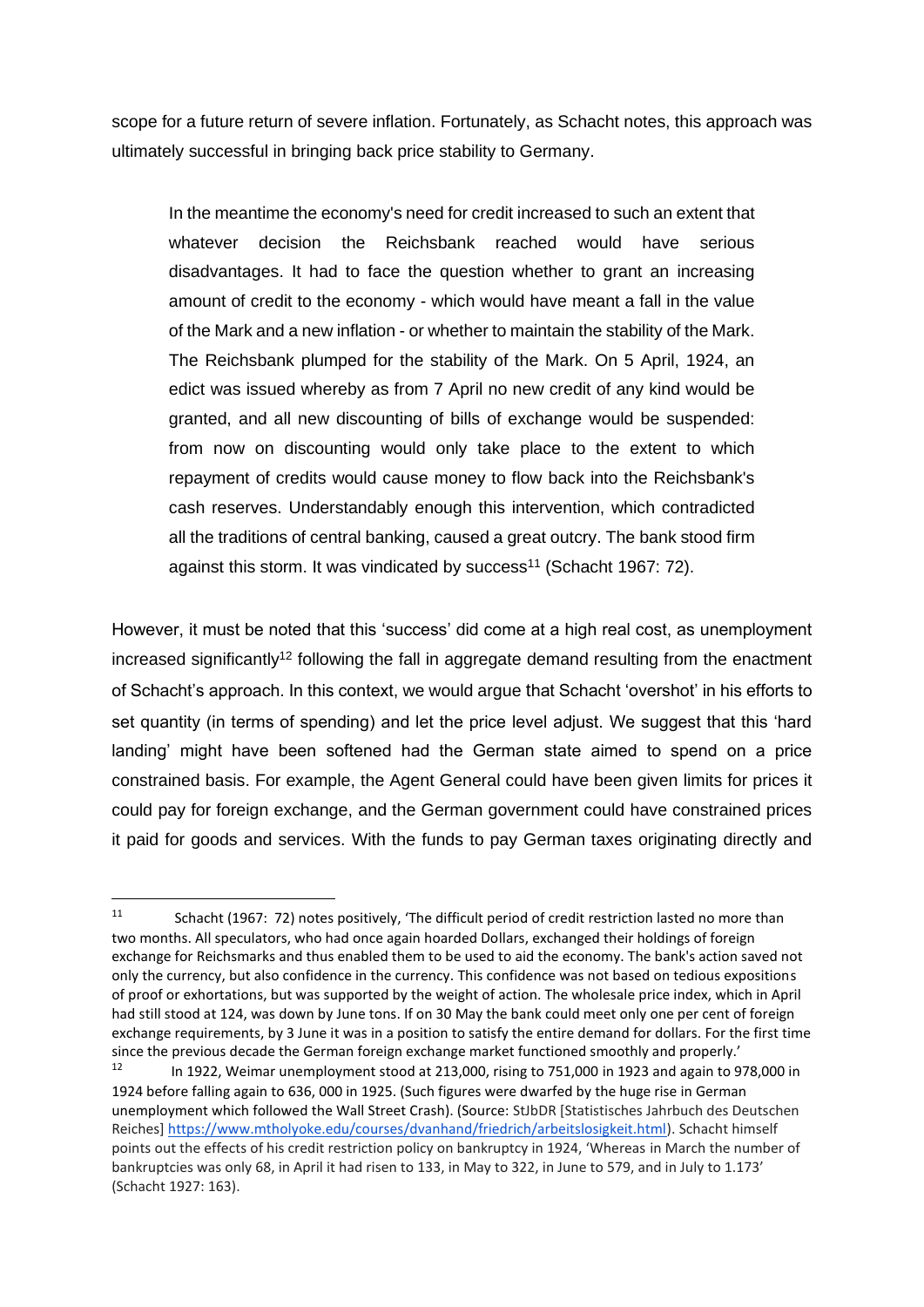scope for a future return of severe inflation. Fortunately, as Schacht notes, this approach was ultimately successful in bringing back price stability to Germany.

> In the meantime the economy's need for credit increased to such an extent that whatever decision the Reichsbank reached would have serious disadvantages. It had to face the question whether to grant an increasing amount of credit to the economy - which would have meant a fall in the value of the Mark and a new inflation - or whether to maintain the stability of the Mark. The Reichsbank plumped for the stability of the Mark. On 5 April, 1924, an edict was issued whereby as from 7 April no new credit of any kind would be granted, and all new discounting of bills of exchange would be suspended: from now on discounting would only take place to the extent to which repayment of credits would cause money to flow back into the Reichsbank's cash reserves. Understandably enough this intervention, which contradicted all the traditions of central banking, caused a great outcry. The bank stood firm against this storm. It was vindicated by success[11] (Schacht 1967: 72).

However, it must be noted that this 'success' did come at a high real cost, as unemployment increased significantly[12] following the fall in aggregate demand resulting from the enactment of Schacht's approach. In this context, we would argue that Schacht 'overshot' in his efforts to set quantity (in terms of spending) and let the price level adjust. We suggest that this 'hard landing' might have been softened had the German state aimed to spend on a price constrained basis. For example, the Agent General could have been given limits for prices it could pay for foreign exchange, and the German government could have constrained prices it paid for goods and services. With the funds to pay German taxes originating directly and

---

[11] Schacht (1967: 72) notes positively, 'The difficult period of credit restriction lasted no more than two months. All speculators, who had once again hoarded Dollars, exchanged their holdings of foreign exchange for Reichsmarks and thus enabled them to be used to aid the economy. The bank's action saved not only the currency, but also confidence in the currency. This confidence was not based on tedious expositions of proof or exhortations, but was supported by the weight of action. The wholesale price index, which in April had still stood at 124, was down by June tons. If on 30 May the bank could meet only one per cent of foreign exchange requirements, by 3 June it was in a position to satisfy the entire demand for dollars. For the first time since the previous decade the German foreign exchange market functioned smoothly and properly.'

[12] In 1922, Weimar unemployment stood at 213,000, rising to 751,000 in 1923 and again to 978,000 in 1924 before falling again to 636, 000 in 1925. (Such figures were dwarfed by the huge rise in German unemployment which followed the Wall Street Crash). (Source: StJbDR [Statistisches Jahrbuch des Deutschen Reiches] https://www.mtholyoke.edu/courses/dvanhand/friedrich/arbeitslosigkeit.html). Schacht himself points out the effects of his credit restriction policy on bankruptcy in 1924, 'Whereas in March the number of bankruptcies was only 68, in April it had risen to 133, in May to 322, in June to 579, and in July to 1.173' (Schacht 1927: 163).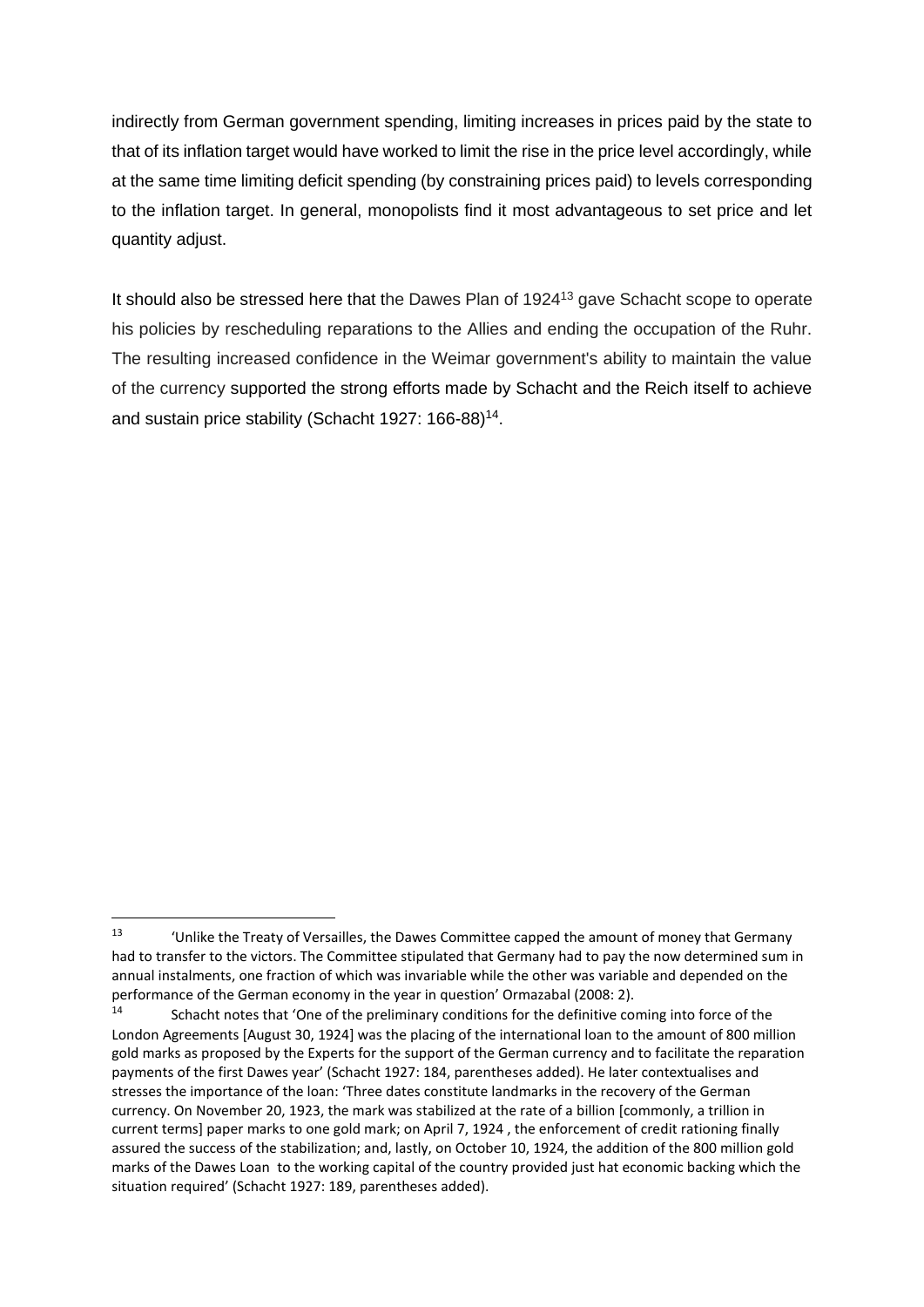indirectly from German government spending, limiting increases in prices paid by the state to that of its inflation target would have worked to limit the rise in the price level accordingly, while at the same time limiting deficit spending (by constraining prices paid) to levels corresponding to the inflation target. In general, monopolists find it most advantageous to set price and let quantity adjust.

It should also be stressed here that the Dawes Plan of 1924[13] gave Schacht scope to operate his policies by rescheduling reparations to the Allies and ending the occupation of the Ruhr. The resulting increased confidence in the Weimar government's ability to maintain the value of the currency supported the strong efforts made by Schacht and the Reich itself to achieve and sustain price stability (Schacht 1927: 166-88)[14].

---

[13] 'Unlike the Treaty of Versailles, the Dawes Committee capped the amount of money that Germany had to transfer to the victors. The Committee stipulated that Germany had to pay the now determined sum in annual instalments, one fraction of which was invariable while the other was variable and depended on the performance of the German economy in the year in question' Ormazabal (2008: 2).

[14] Schacht notes that 'One of the preliminary conditions for the definitive coming into force of the London Agreements [August 30, 1924] was the placing of the international loan to the amount of 800 million gold marks as proposed by the Experts for the support of the German currency and to facilitate the reparation payments of the first Dawes year' (Schacht 1927: 184, parentheses added). He later contextualises and stresses the importance of the loan: 'Three dates constitute landmarks in the recovery of the German currency. On November 20, 1923, the mark was stabilized at the rate of a billion [commonly, a trillion in current terms] paper marks to one gold mark; on April 7, 1924 , the enforcement of credit rationing finally assured the success of the stabilization; and, lastly, on October 10, 1924, the addition of the 800 million gold marks of the Dawes Loan to the working capital of the country provided just hat economic backing which the situation required' (Schacht 1927: 189, parentheses added).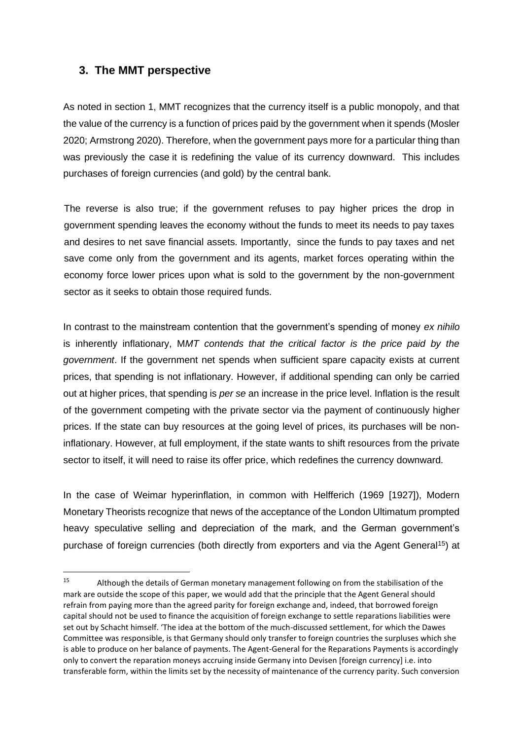## 3. The MMT perspective

As noted in section 1, MMT recognizes that the currency itself is a public monopoly, and that the value of the currency is a function of prices paid by the government when it spends (Mosler 2020; Armstrong 2020). Therefore, when the government pays more for a particular thing than was previously the case it is redefining the value of its currency downward. This includes purchases of foreign currencies (and gold) by the central bank.

The reverse is also true; if the government refuses to pay higher prices the drop in government spending leaves the economy without the funds to meet its needs to pay taxes and desires to net save financial assets. Importantly, since the funds to pay taxes and net save come only from the government and its agents, market forces operating within the economy force lower prices upon what is sold to the government by the non-government sector as it seeks to obtain those required funds.

In contrast to the mainstream contention that the government's spending of money *ex nihilo* is inherently inflationary, M*MT contends that the critical factor is the price paid by the government*. If the government net spends when sufficient spare capacity exists at current prices, that spending is not inflationary. However, if additional spending can only be carried out at higher prices, that spending is *per se* an increase in the price level. Inflation is the result of the government competing with the private sector via the payment of continuously higher prices. If the state can buy resources at the going level of prices, its purchases will be non-inflationary. However, at full employment, if the state wants to shift resources from the private sector to itself, it will need to raise its offer price, which redefines the currency downward.

In the case of Weimar hyperinflation, in common with Helfferich (1969 [1927]), Modern Monetary Theorists recognize that news of the acceptance of the London Ultimatum prompted heavy speculative selling and depreciation of the mark, and the German government's purchase of foreign currencies (both directly from exporters and via the Agent General[15]) at

[15] Although the details of German monetary management following on from the stabilisation of the mark are outside the scope of this paper, we would add that the principle that the Agent General should refrain from paying more than the agreed parity for foreign exchange and, indeed, that borrowed foreign capital should not be used to finance the acquisition of foreign exchange to settle reparations liabilities were set out by Schacht himself. 'The idea at the bottom of the much-discussed settlement, for which the Dawes Committee was responsible, is that Germany should only transfer to foreign countries the surpluses which she is able to produce on her balance of payments. The Agent-General for the Reparations Payments is accordingly only to convert the reparation moneys accruing inside Germany into Devisen [foreign currency] i.e. into transferable form, within the limits set by the necessity of maintenance of the currency parity. Such conversion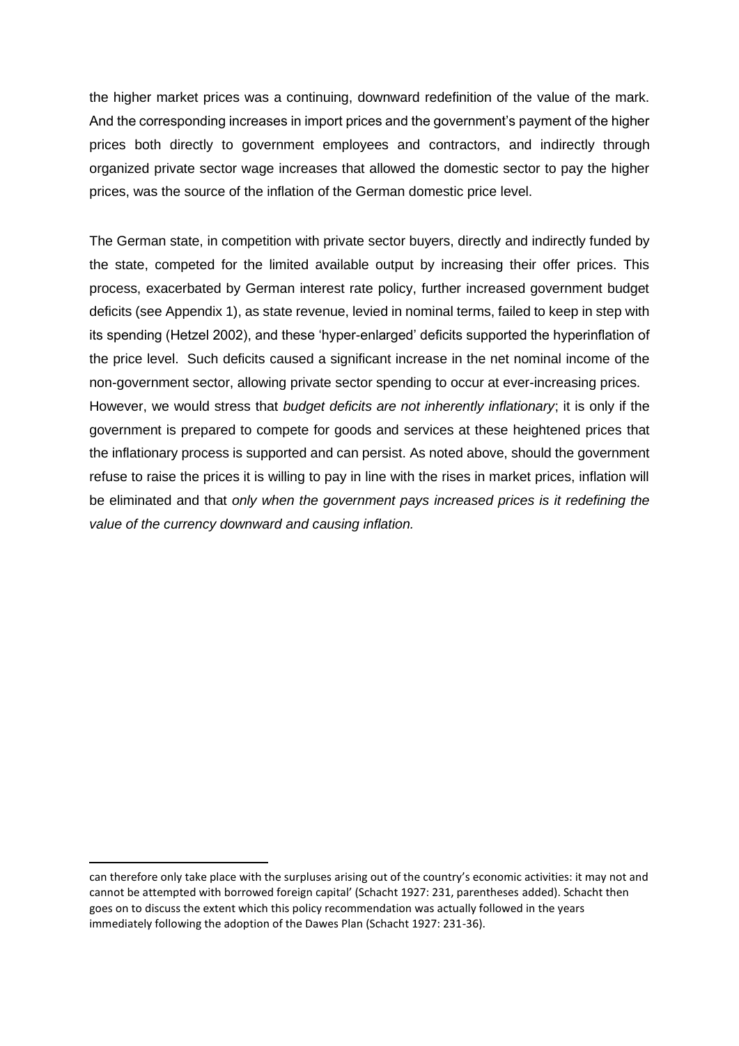the higher market prices was a continuing, downward redefinition of the value of the mark. And the corresponding increases in import prices and the government's payment of the higher prices both directly to government employees and contractors, and indirectly through organized private sector wage increases that allowed the domestic sector to pay the higher prices, was the source of the inflation of the German domestic price level.

The German state, in competition with private sector buyers, directly and indirectly funded by the state, competed for the limited available output by increasing their offer prices. This process, exacerbated by German interest rate policy, further increased government budget deficits (see Appendix 1), as state revenue, levied in nominal terms, failed to keep in step with its spending (Hetzel 2002), and these 'hyper-enlarged' deficits supported the hyperinflation of the price level. Such deficits caused a significant increase in the net nominal income of the non-government sector, allowing private sector spending to occur at ever-increasing prices. However, we would stress that *budget deficits are not inherently inflationary*; it is only if the government is prepared to compete for goods and services at these heightened prices that the inflationary process is supported and can persist. As noted above, should the government refuse to raise the prices it is willing to pay in line with the rises in market prices, inflation will be eliminated and that *only when the government pays increased prices is it redefining the value of the currency downward and causing inflation.*

---

can therefore only take place with the surpluses arising out of the country's economic activities: it may not and cannot be attempted with borrowed foreign capital' (Schacht 1927: 231, parentheses added). Schacht then goes on to discuss the extent which this policy recommendation was actually followed in the years immediately following the adoption of the Dawes Plan (Schacht 1927: 231-36).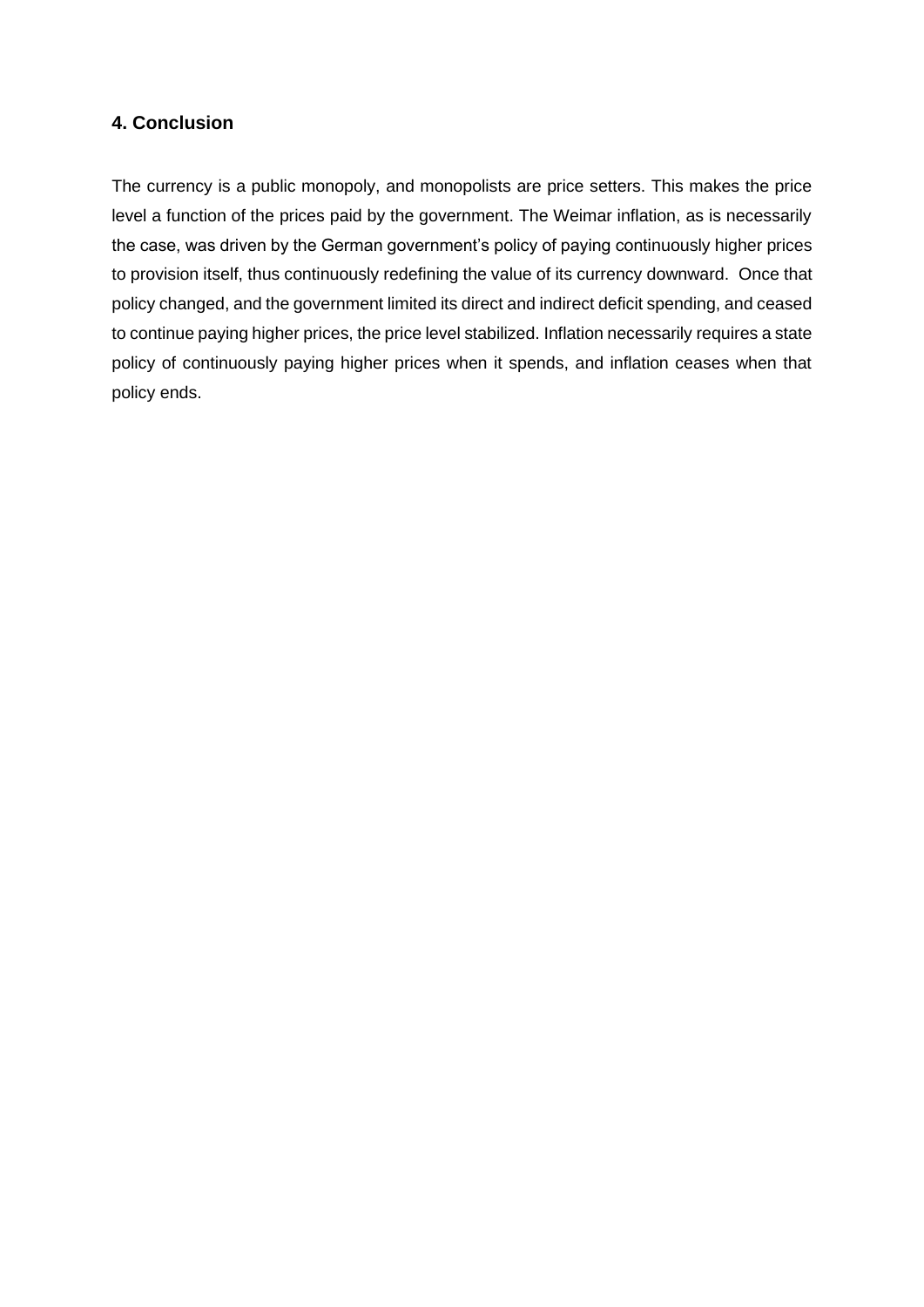## 4. Conclusion

The currency is a public monopoly, and monopolists are price setters. This makes the price level a function of the prices paid by the government. The Weimar inflation, as is necessarily the case, was driven by the German government's policy of paying continuously higher prices to provision itself, thus continuously redefining the value of its currency downward. Once that policy changed, and the government limited its direct and indirect deficit spending, and ceased to continue paying higher prices, the price level stabilized. Inflation necessarily requires a state policy of continuously paying higher prices when it spends, and inflation ceases when that policy ends.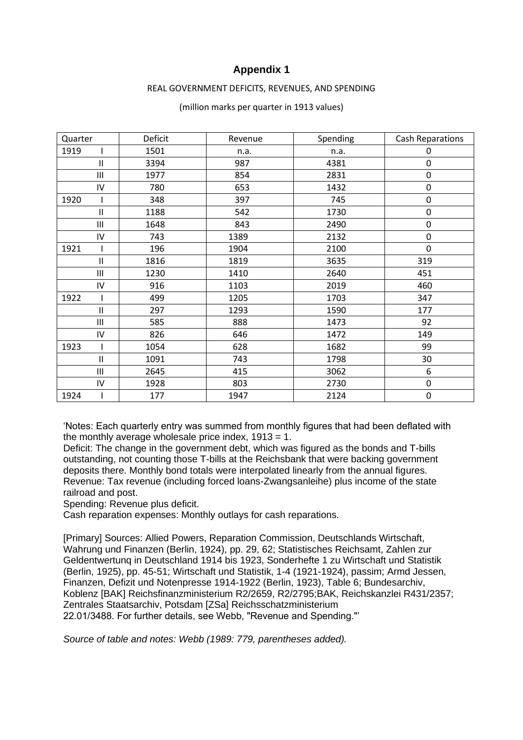## Appendix 1

REAL GOVERNMENT DEFICITS, REVENUES, AND SPENDING

(million marks per quarter in 1913 values)

| Quarter | | Deficit | Revenue | Spending | Cash Reparations |
|---|---|---|---|---|---|
| 1919 | I | 1501 | n.a. | n.a. | 0 |
| | II | 3394 | 987 | 4381 | 0 |
| | III | 1977 | 854 | 2831 | 0 |
| | IV | 780 | 653 | 1432 | 0 |
| 1920 | I | 348 | 397 | 745 | 0 |
| | II | 1188 | 542 | 1730 | 0 |
| | III | 1648 | 843 | 2490 | 0 |
| | IV | 743 | 1389 | 2132 | 0 |
| 1921 | I | 196 | 1904 | 2100 | 0 |
| | II | 1816 | 1819 | 3635 | 319 |
| | III | 1230 | 1410 | 2640 | 451 |
| | IV | 916 | 1103 | 2019 | 460 |
| 1922 | I | 499 | 1205 | 1703 | 347 |
| | II | 297 | 1293 | 1590 | 177 |
| | III | 585 | 888 | 1473 | 92 |
| | IV | 826 | 646 | 1472 | 149 |
| 1923 | I | 1054 | 628 | 1682 | 99 |
| | II | 1091 | 743 | 1798 | 30 |
| | III | 2645 | 415 | 3062 | 6 |
| | IV | 1928 | 803 | 2730 | 0 |
| 1924 | I | 177 | 1947 | 2124 | 0 |

'Notes: Each quarterly entry was summed from monthly figures that had been deflated with the monthly average wholesale price index, 1913 = 1.
Deficit: The change in the government debt, which was figured as the bonds and T-bills outstanding, not counting those T-bills at the Reichsbank that were backing government deposits there. Monthly bond totals were interpolated linearly from the annual figures.
Revenue: Tax revenue (including forced loans-Zwangsanleihe) plus income of the state railroad and post.
Spending: Revenue plus deficit.
Cash reparation expenses: Monthly outlays for cash reparations.

[Primary] Sources: Allied Powers, Reparation Commission, Deutschlands Wirtschaft, Wahrung und Finanzen (Berlin, 1924), pp. 29, 62; Statistisches Reichsamt, Zahlen zur Geldentwertunq in Deutschland 1914 bis 1923, Sonderhefte 1 zu Wirtschaft und Statistik (Berlin, 1925), pp. 45-51; Wirtschaft und Statistik, 1-4 (1921-1924), passim; Armd Jessen, Finanzen, Defizit und Notenpresse 1914-1922 (Berlin, 1923), Table 6; Bundesarchiv, Koblenz [BAK] Reichsfinanzministerium R2/2659, R2/2795;BAK, Reichskanzlei R431/2357; Zentrales Staatsarchiv, Potsdam [ZSa] Reichsschatzministerium 22.01/3488. For further details, see Webb, "Revenue and Spending."'

*Source of table and notes: Webb (1989: 779, parentheses added).*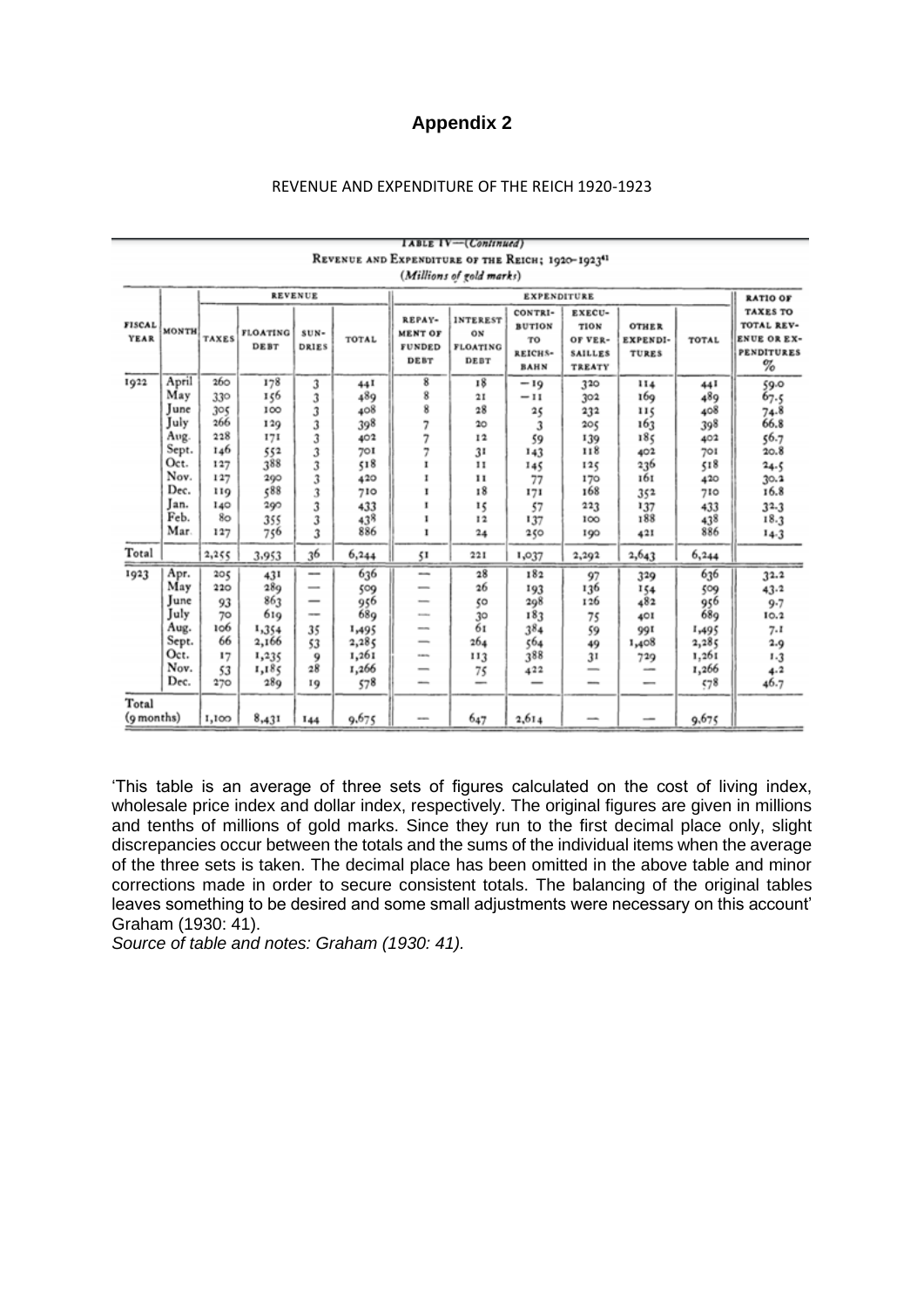# Appendix 2

REVENUE AND EXPENDITURE OF THE REICH 1920-1923

TABLE IV—(*Continued*)

REVENUE AND EXPENDITURE OF THE REICH; 1920–1923[41]

(*Millions of gold marks*)

| FISCAL YEAR | MONTH | REVENUE | | | | EXPENDITURE | | | | | | RATIO OF TAXES TO TOTAL REVENUE OR EXPENDITURES % |
|---|---|---|---|---|---|---|---|---|---|---|---|---|
| | | TAXES | FLOATING DEBT | SUNDRIES | TOTAL | REPAYMENT OF FUNDED DEBT | INTEREST ON FLOATING DEBT | CONTRIBUTION TO REICHSBAHN | EXECUTION OF VERSAILLES TREATY | OTHER EXPENDITURES | TOTAL | |
| 1922 | April | 260 | 178 | 3 | 441 | 8 | 18 | −19 | 320 | 114 | 441 | 59.0 |
| | May | 330 | 156 | 3 | 489 | 8 | 21 | −11 | 302 | 169 | 489 | 67.5 |
| | June | 305 | 100 | 3 | 408 | 8 | 28 | 25 | 232 | 115 | 408 | 74.8 |
| | July | 266 | 129 | 3 | 398 | 7 | 20 | 3 | 205 | 163 | 398 | 66.8 |
| | Aug. | 228 | 171 | 3 | 402 | 7 | 12 | 59 | 139 | 185 | 402 | 56.7 |
| | Sept. | 146 | 552 | 3 | 701 | 7 | 31 | 143 | 118 | 402 | 701 | 20.8 |
| | Oct. | 127 | 388 | 3 | 518 | 1 | 11 | 145 | 125 | 236 | 518 | 24.5 |
| | Nov. | 127 | 290 | 3 | 420 | 1 | 11 | 77 | 170 | 161 | 420 | 30.2 |
| | Dec. | 119 | 588 | 3 | 710 | 1 | 18 | 171 | 168 | 352 | 710 | 16.8 |
| | Jan. | 140 | 290 | 3 | 433 | 1 | 15 | 57 | 223 | 137 | 433 | 32.3 |
| | Feb. | 80 | 355 | 3 | 438 | 1 | 12 | 137 | 100 | 188 | 438 | 18.3 |
| | Mar. | 127 | 756 | 3 | 886 | 1 | 24 | 250 | 190 | 421 | 886 | 14.3 |
| Total | | 2,255 | 3,953 | 36 | 6,244 | 51 | 221 | 1,037 | 2,292 | 2,643 | 6,244 | |
| 1923 | Apr. | 205 | 431 | — | 636 | — | 28 | 182 | 97 | 329 | 636 | 32.2 |
| | May | 220 | 289 | — | 509 | — | 26 | 193 | 136 | 154 | 509 | 43.2 |
| | June | 93 | 863 | — | 956 | — | 50 | 298 | 126 | 482 | 956 | 9.7 |
| | July | 70 | 619 | — | 689 | — | 30 | 183 | 75 | 401 | 689 | 10.2 |
| | Aug. | 106 | 1,354 | 35 | 1,495 | — | 61 | 384 | 59 | 991 | 1,495 | 7.1 |
| | Sept. | 66 | 2,166 | 53 | 2,285 | — | 264 | 564 | 49 | 1,408 | 2,285 | 2.9 |
| | Oct. | 17 | 1,235 | 9 | 1,261 | — | 113 | 388 | 31 | 729 | 1,261 | 1.3 |
| | Nov. | 53 | 1,185 | 28 | 1,266 | — | 75 | 422 | — | — | 1,266 | 4.2 |
| | Dec. | 270 | 289 | 19 | 578 | — | — | — | — | — | 578 | 46.7 |
| Total (9 months) | | 1,100 | 8,431 | 144 | 9,675 | — | 647 | 2,614 | — | — | 9,675 | |

'This table is an average of three sets of figures calculated on the cost of living index, wholesale price index and dollar index, respectively. The original figures are given in millions and tenths of millions of gold marks. Since they run to the first decimal place only, slight discrepancies occur between the totals and the sums of the individual items when the average of the three sets is taken. The decimal place has been omitted in the above table and minor corrections made in order to secure consistent totals. The balancing of the original tables leaves something to be desired and some small adjustments were necessary on this account' Graham (1930: 41).

*Source of table and notes: Graham (1930: 41).*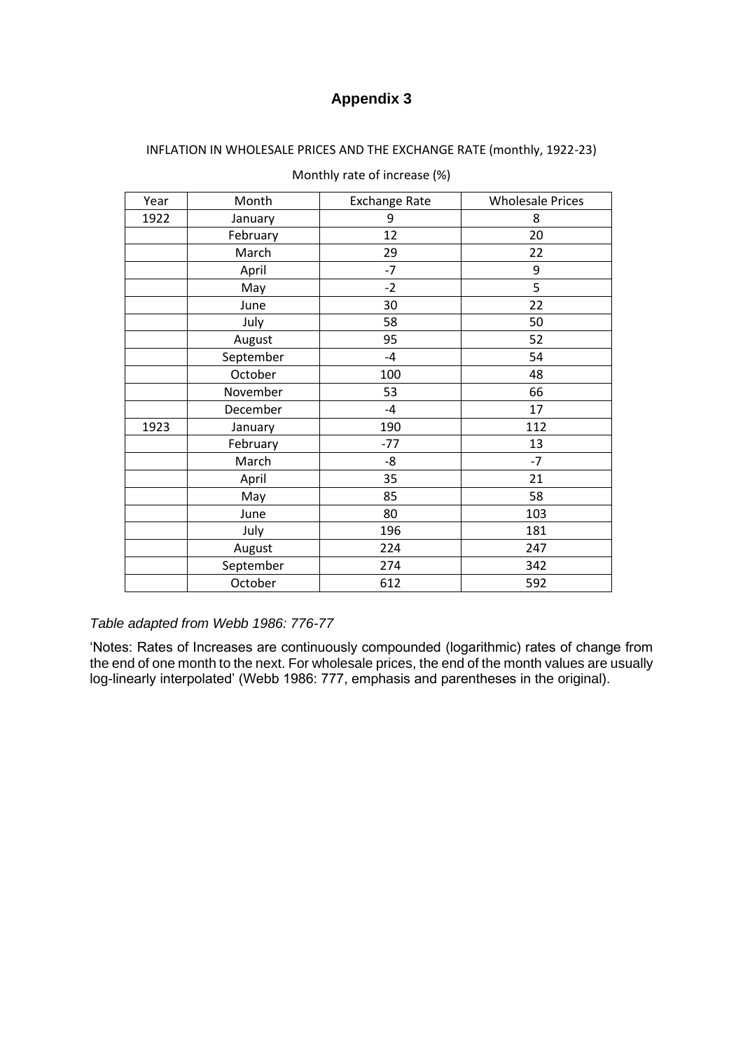# Appendix 3

INFLATION IN WHOLESALE PRICES AND THE EXCHANGE RATE (monthly, 1922-23)

Monthly rate of increase (%)

| Year | Month | Exchange Rate | Wholesale Prices |
|---|---|---|---|
| 1922 | January | 9 | 8 |
| | February | 12 | 20 |
| | March | 29 | 22 |
| | April | -7 | 9 |
| | May | -2 | 5 |
| | June | 30 | 22 |
| | July | 58 | 50 |
| | August | 95 | 52 |
| | September | -4 | 54 |
| | October | 100 | 48 |
| | November | 53 | 66 |
| | December | -4 | 17 |
| 1923 | January | 190 | 112 |
| | February | -77 | 13 |
| | March | -8 | -7 |
| | April | 35 | 21 |
| | May | 85 | 58 |
| | June | 80 | 103 |
| | July | 196 | 181 |
| | August | 224 | 247 |
| | September | 274 | 342 |
| | October | 612 | 592 |

*Table adapted from Webb 1986: 776-77*

'Notes: Rates of Increases are continuously compounded (logarithmic) rates of change from the end of one month to the next. For wholesale prices, the end of the month values are usually log-linearly interpolated' (Webb 1986: 777, emphasis and parentheses in the original).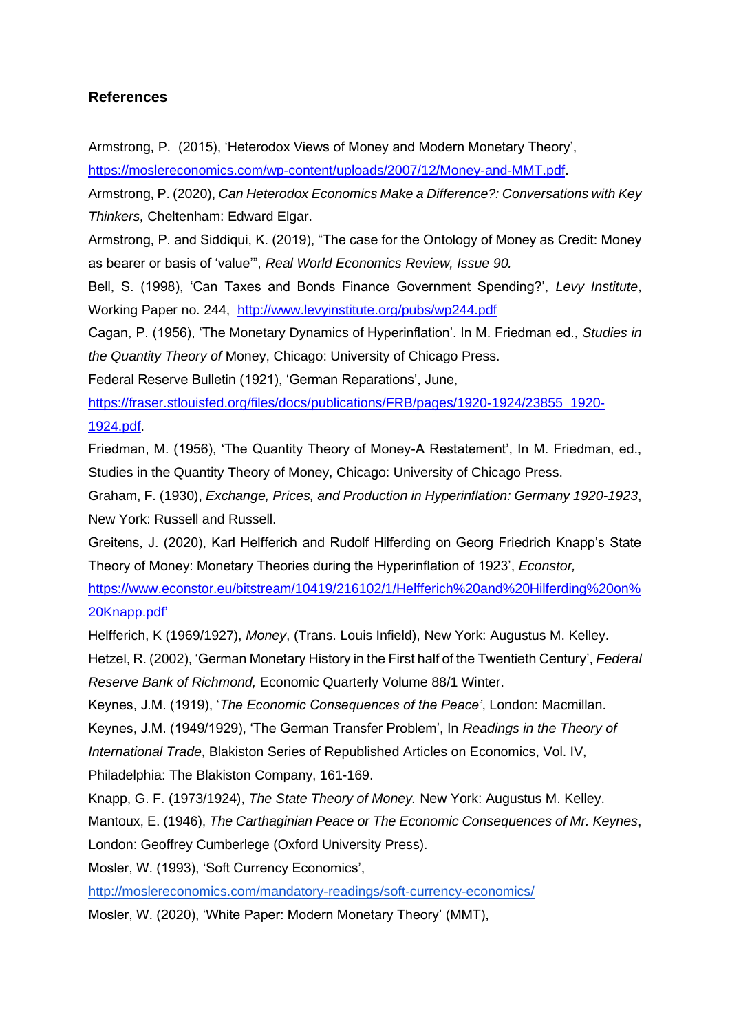**References**

Armstrong, P. (2015), 'Heterodox Views of Money and Modern Monetary Theory', https://moslereconomics.com/wp-content/uploads/2007/12/Money-and-MMT.pdf.

Armstrong, P. (2020), *Can Heterodox Economics Make a Difference?: Conversations with Key Thinkers,* Cheltenham: Edward Elgar.

Armstrong, P. and Siddiqui, K. (2019), "The case for the Ontology of Money as Credit: Money as bearer or basis of 'value'", *Real World Economics Review, Issue 90.*

Bell, S. (1998), 'Can Taxes and Bonds Finance Government Spending?', *Levy Institute*, Working Paper no. 244, http://www.levyinstitute.org/pubs/wp244.pdf

Cagan, P. (1956), 'The Monetary Dynamics of Hyperinflation'. In M. Friedman ed., *Studies in the Quantity Theory of* Money, Chicago: University of Chicago Press.

Federal Reserve Bulletin (1921), 'German Reparations', June, https://fraser.stlouisfed.org/files/docs/publications/FRB/pages/1920-1924/23855_1920-1924.pdf.

Friedman, M. (1956), 'The Quantity Theory of Money-A Restatement', In M. Friedman, ed., Studies in the Quantity Theory of Money, Chicago: University of Chicago Press.

Graham, F. (1930), *Exchange, Prices, and Production in Hyperinflation: Germany 1920-1923*, New York: Russell and Russell.

Greitens, J. (2020), Karl Helfferich and Rudolf Hilferding on Georg Friedrich Knapp's State Theory of Money: Monetary Theories during the Hyperinflation of 1923', *Econstor,* https://www.econstor.eu/bitstream/10419/216102/1/Helfferich%20and%20Hilferding%20on%20Knapp.pdf'

Helfferich, K (1969/1927), *Money*, (Trans. Louis Infield), New York: Augustus M. Kelley.

Hetzel, R. (2002), 'German Monetary History in the First half of the Twentieth Century', *Federal Reserve Bank of Richmond,* Economic Quarterly Volume 88/1 Winter.

Keynes, J.M. (1919), '*The Economic Consequences of the Peace'*, London: Macmillan.

Keynes, J.M. (1949/1929), 'The German Transfer Problem', In *Readings in the Theory of International Trade*, Blakiston Series of Republished Articles on Economics, Vol. IV, Philadelphia: The Blakiston Company, 161-169.

Knapp, G. F. (1973/1924), *The State Theory of Money.* New York: Augustus M. Kelley.

Mantoux, E. (1946), *The Carthaginian Peace or The Economic Consequences of Mr. Keynes*, London: Geoffrey Cumberlege (Oxford University Press).

Mosler, W. (1993), 'Soft Currency Economics', http://moslereconomics.com/mandatory-readings/soft-currency-economics/

Mosler, W. (2020), 'White Paper: Modern Monetary Theory' (MMT),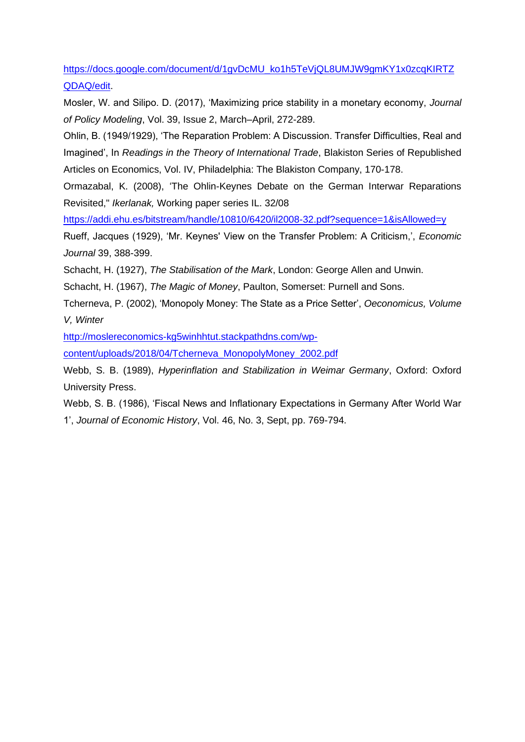https://docs.google.com/document/d/1gvDcMU_ko1h5TeVjQL8UMJW9gmKY1x0zcqKIRTZQDAQ/edit.

Mosler, W. and Silipo. D. (2017), 'Maximizing price stability in a monetary economy, *Journal of Policy Modeling*, Vol. 39, Issue 2, March–April, 272-289.

Ohlin, B. (1949/1929), 'The Reparation Problem: A Discussion. Transfer Difficulties, Real and Imagined', In *Readings in the Theory of International Trade*, Blakiston Series of Republished Articles on Economics, Vol. IV, Philadelphia: The Blakiston Company, 170-178.

Ormazabal, K. (2008), 'The Ohlin-Keynes Debate on the German Interwar Reparations Revisited," *Ikerlanak,* Working paper series IL. 32/08 https://addi.ehu.es/bitstream/handle/10810/6420/il2008-32.pdf?sequence=1&isAllowed=y

Rueff, Jacques (1929), 'Mr. Keynes' View on the Transfer Problem: A Criticism,', *Economic Journal* 39, 388-399.

Schacht, H. (1927), *The Stabilisation of the Mark*, London: George Allen and Unwin.

Schacht, H. (1967), *The Magic of Money*, Paulton, Somerset: Purnell and Sons.

Tcherneva, P. (2002), 'Monopoly Money: The State as a Price Setter', *Oeconomicus, Volume V, Winter*

http://moslereconomics-kg5winhhtut.stackpathdns.com/wp-content/uploads/2018/04/Tcherneva_MonopolyMoney_2002.pdf

Webb, S. B. (1989), *Hyperinflation and Stabilization in Weimar Germany*, Oxford: Oxford University Press.

Webb, S. B. (1986), 'Fiscal News and Inflationary Expectations in Germany After World War 1', *Journal of Economic History*, Vol. 46, No. 3, Sept, pp. 769-794.